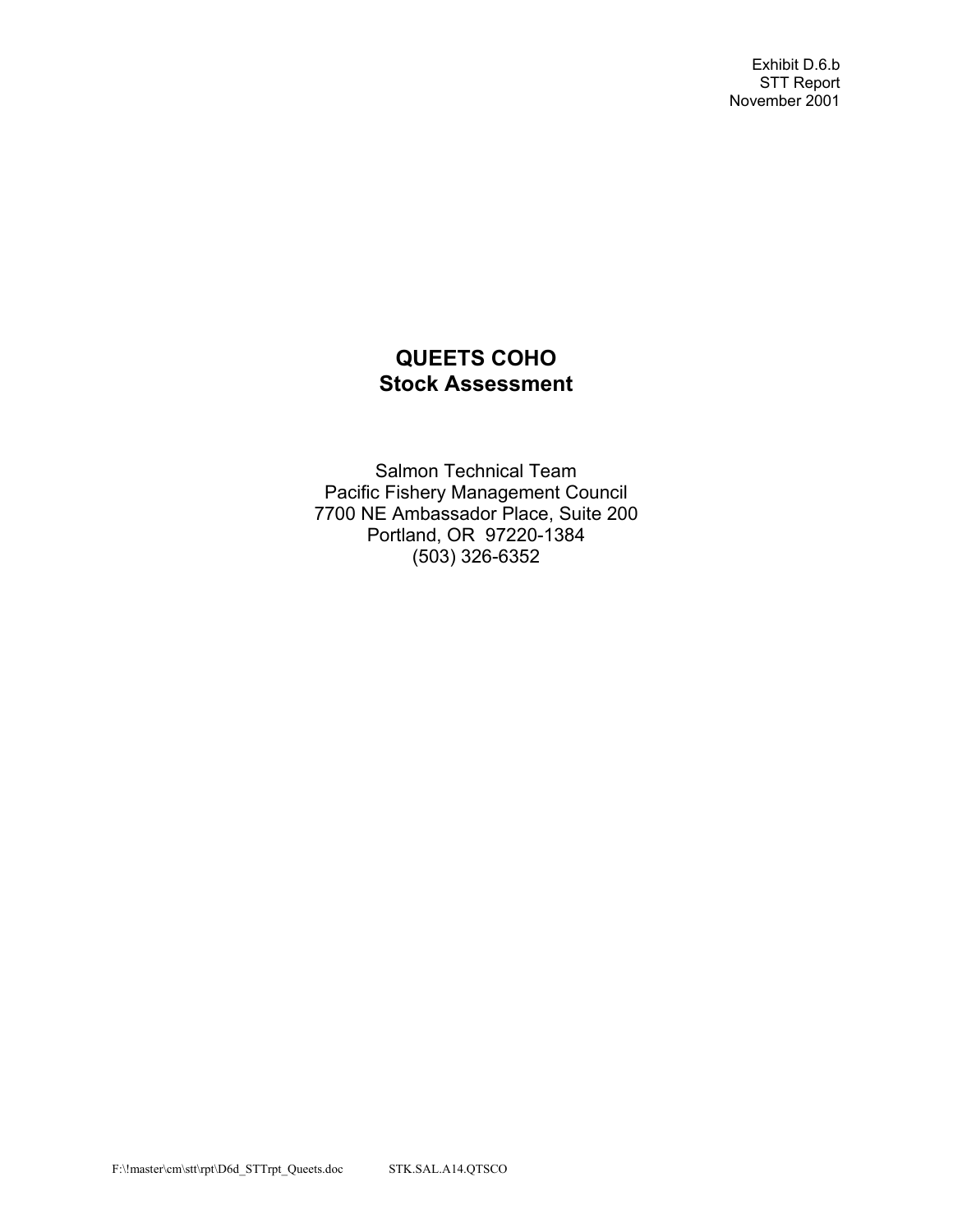Exhibit D.6.b
STT Report
November 2001

# QUEETS COHO
## Stock Assessment

Salmon Technical Team
Pacific Fishery Management Council
7700 NE Ambassador Place, Suite 200
Portland, OR 97220-1384
(503) 326-6352

F:\!master\cm\stt\rpt\D6d_STTrpt_Queets.doc STK.SAL.A14.QTSCO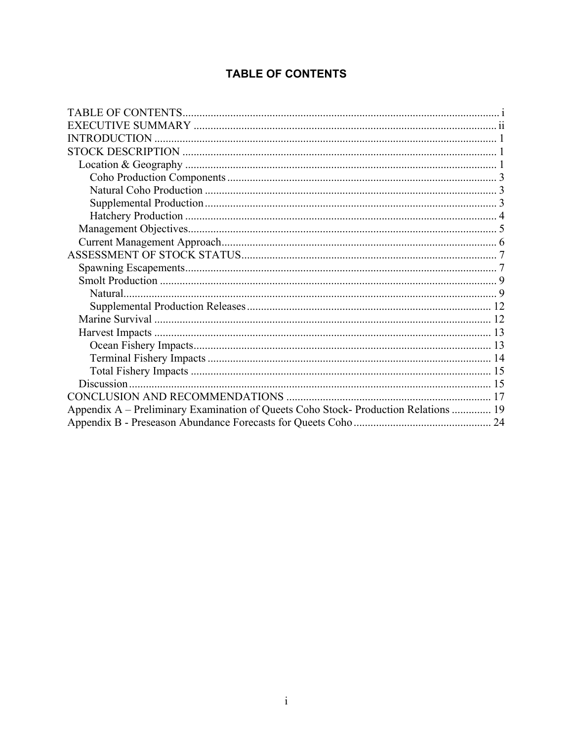# TABLE OF CONTENTS

- TABLE OF CONTENTS ..... i
- EXECUTIVE SUMMARY ..... ii
- INTRODUCTION ..... 1
- STOCK DESCRIPTION ..... 1
  - Location & Geography ..... 1
    - Coho Production Components ..... 3
    - Natural Coho Production ..... 3
    - Supplemental Production ..... 3
    - Hatchery Production ..... 4
  - Management Objectives ..... 5
  - Current Management Approach ..... 6
- ASSESSMENT OF STOCK STATUS ..... 7
  - Spawning Escapements ..... 7
  - Smolt Production ..... 9
    - Natural ..... 9
    - Supplemental Production Releases ..... 12
  - Marine Survival ..... 12
  - Harvest Impacts ..... 13
    - Ocean Fishery Impacts ..... 13
    - Terminal Fishery Impacts ..... 14
    - Total Fishery Impacts ..... 15
  - Discussion ..... 15
- CONCLUSION AND RECOMMENDATIONS ..... 17
- Appendix A – Preliminary Examination of Queets Coho Stock- Production Relations ..... 19
- Appendix B - Preseason Abundance Forecasts for Queets Coho ..... 24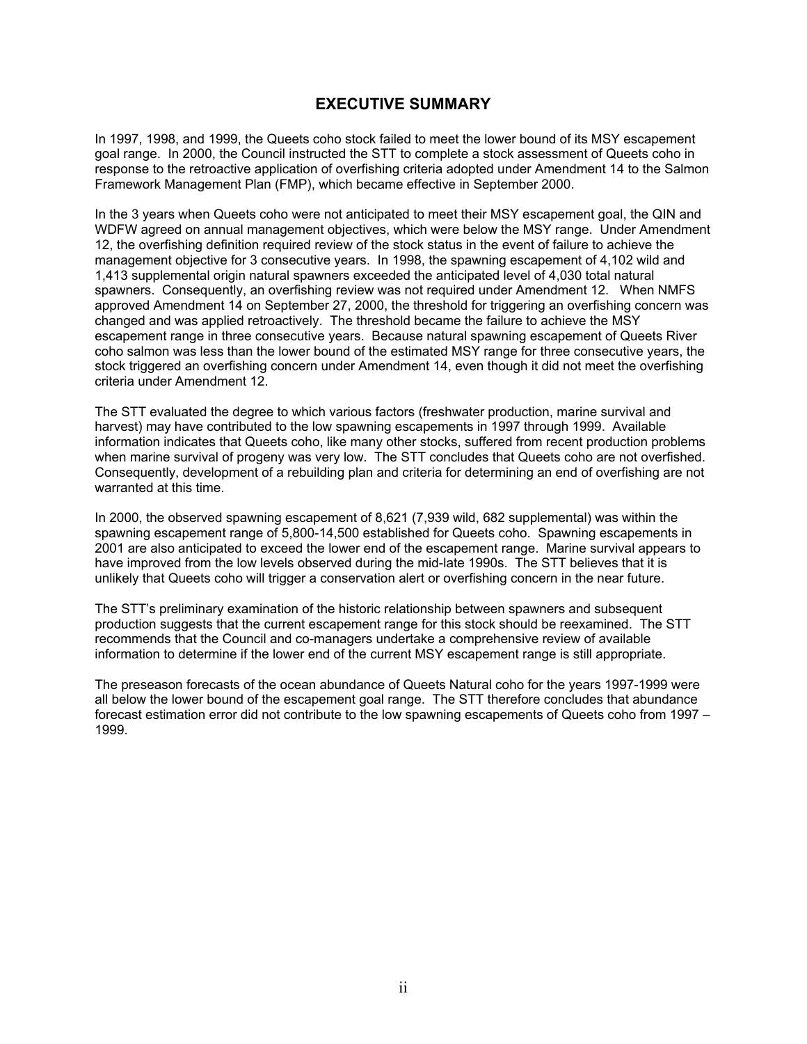# EXECUTIVE SUMMARY

In 1997, 1998, and 1999, the Queets coho stock failed to meet the lower bound of its MSY escapement goal range. In 2000, the Council instructed the STT to complete a stock assessment of Queets coho in response to the retroactive application of overfishing criteria adopted under Amendment 14 to the Salmon Framework Management Plan (FMP), which became effective in September 2000.

In the 3 years when Queets coho were not anticipated to meet their MSY escapement goal, the QIN and WDFW agreed on annual management objectives, which were below the MSY range. Under Amendment 12, the overfishing definition required review of the stock status in the event of failure to achieve the management objective for 3 consecutive years. In 1998, the spawning escapement of 4,102 wild and 1,413 supplemental origin natural spawners exceeded the anticipated level of 4,030 total natural spawners. Consequently, an overfishing review was not required under Amendment 12. When NMFS approved Amendment 14 on September 27, 2000, the threshold for triggering an overfishing concern was changed and was applied retroactively. The threshold became the failure to achieve the MSY escapement range in three consecutive years. Because natural spawning escapement of Queets River coho salmon was less than the lower bound of the estimated MSY range for three consecutive years, the stock triggered an overfishing concern under Amendment 14, even though it did not meet the overfishing criteria under Amendment 12.

The STT evaluated the degree to which various factors (freshwater production, marine survival and harvest) may have contributed to the low spawning escapements in 1997 through 1999. Available information indicates that Queets coho, like many other stocks, suffered from recent production problems when marine survival of progeny was very low. The STT concludes that Queets coho are not overfished. Consequently, development of a rebuilding plan and criteria for determining an end of overfishing are not warranted at this time.

In 2000, the observed spawning escapement of 8,621 (7,939 wild, 682 supplemental) was within the spawning escapement range of 5,800-14,500 established for Queets coho. Spawning escapements in 2001 are also anticipated to exceed the lower end of the escapement range. Marine survival appears to have improved from the low levels observed during the mid-late 1990s. The STT believes that it is unlikely that Queets coho will trigger a conservation alert or overfishing concern in the near future.

The STT's preliminary examination of the historic relationship between spawners and subsequent production suggests that the current escapement range for this stock should be reexamined. The STT recommends that the Council and co-managers undertake a comprehensive review of available information to determine if the lower end of the current MSY escapement range is still appropriate.

The preseason forecasts of the ocean abundance of Queets Natural coho for the years 1997-1999 were all below the lower bound of the escapement goal range. The STT therefore concludes that abundance forecast estimation error did not contribute to the low spawning escapements of Queets coho from 1997 – 1999.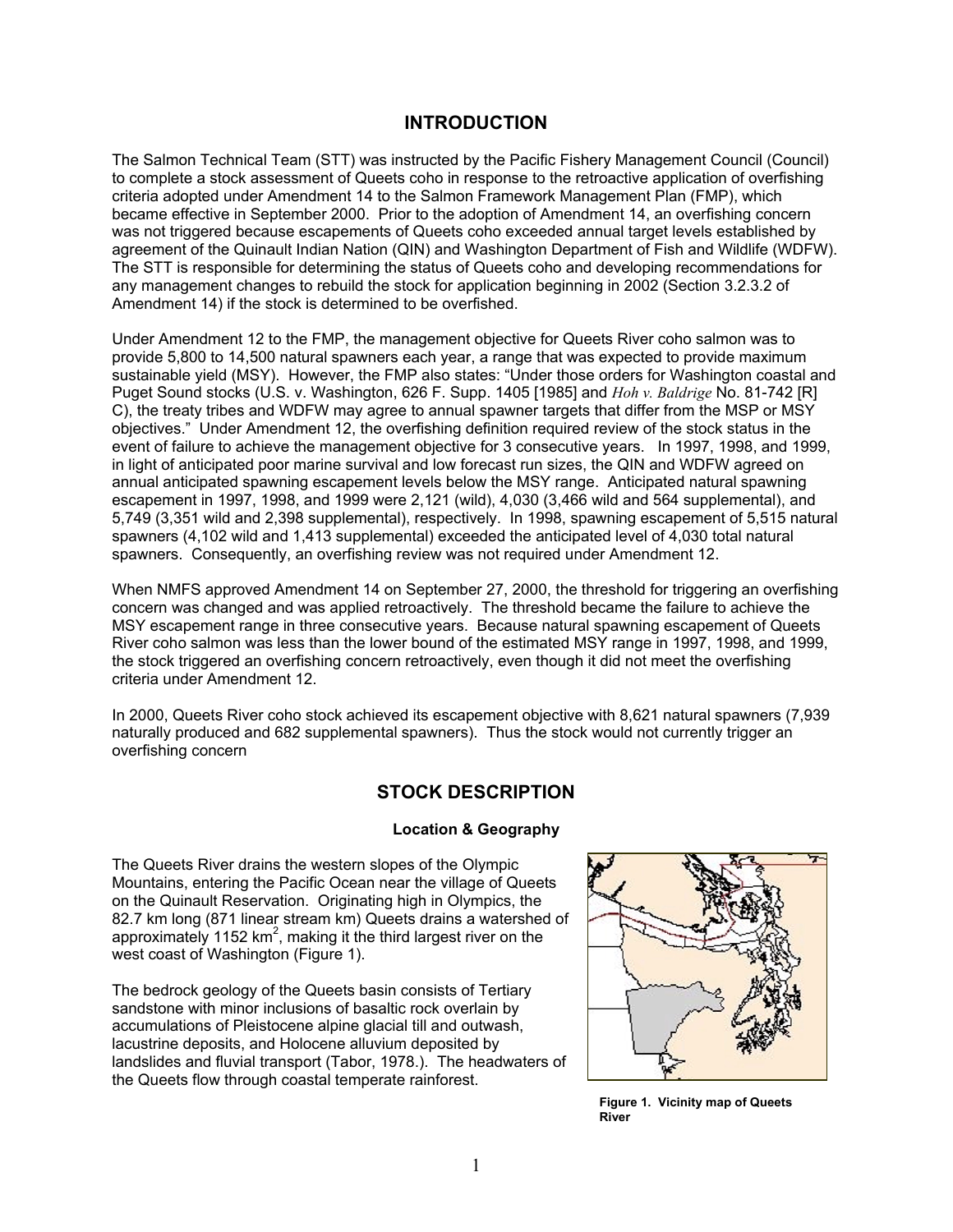## INTRODUCTION

The Salmon Technical Team (STT) was instructed by the Pacific Fishery Management Council (Council) to complete a stock assessment of Queets coho in response to the retroactive application of overfishing criteria adopted under Amendment 14 to the Salmon Framework Management Plan (FMP), which became effective in September 2000. Prior to the adoption of Amendment 14, an overfishing concern was not triggered because escapements of Queets coho exceeded annual target levels established by agreement of the Quinault Indian Nation (QIN) and Washington Department of Fish and Wildlife (WDFW). The STT is responsible for determining the status of Queets coho and developing recommendations for any management changes to rebuild the stock for application beginning in 2002 (Section 3.2.3.2 of Amendment 14) if the stock is determined to be overfished.

Under Amendment 12 to the FMP, the management objective for Queets River coho salmon was to provide 5,800 to 14,500 natural spawners each year, a range that was expected to provide maximum sustainable yield (MSY). However, the FMP also states: "Under those orders for Washington coastal and Puget Sound stocks (U.S. v. Washington, 626 F. Supp. 1405 [1985] and *Hoh v. Baldrige* No. 81-742 [R] C), the treaty tribes and WDFW may agree to annual spawner targets that differ from the MSP or MSY objectives." Under Amendment 12, the overfishing definition required review of the stock status in the event of failure to achieve the management objective for 3 consecutive years. In 1997, 1998, and 1999, in light of anticipated poor marine survival and low forecast run sizes, the QIN and WDFW agreed on annual anticipated spawning escapement levels below the MSY range. Anticipated natural spawning escapement in 1997, 1998, and 1999 were 2,121 (wild), 4,030 (3,466 wild and 564 supplemental), and 5,749 (3,351 wild and 2,398 supplemental), respectively. In 1998, spawning escapement of 5,515 natural spawners (4,102 wild and 1,413 supplemental) exceeded the anticipated level of 4,030 total natural spawners. Consequently, an overfishing review was not required under Amendment 12.

When NMFS approved Amendment 14 on September 27, 2000, the threshold for triggering an overfishing concern was changed and was applied retroactively. The threshold became the failure to achieve the MSY escapement range in three consecutive years. Because natural spawning escapement of Queets River coho salmon was less than the lower bound of the estimated MSY range in 1997, 1998, and 1999, the stock triggered an overfishing concern retroactively, even though it did not meet the overfishing criteria under Amendment 12.

In 2000, Queets River coho stock achieved its escapement objective with 8,621 natural spawners (7,939 naturally produced and 682 supplemental spawners). Thus the stock would not currently trigger an overfishing concern

## STOCK DESCRIPTION

### Location & Geography

The Queets River drains the western slopes of the Olympic Mountains, entering the Pacific Ocean near the village of Queets on the Quinault Reservation. Originating high in Olympics, the 82.7 km long (871 linear stream km) Queets drains a watershed of approximately 1152 $km^2$, making it the third largest river on the west coast of Washington (Figure 1).

The bedrock geology of the Queets basin consists of Tertiary sandstone with minor inclusions of basaltic rock overlain by accumulations of Pleistocene alpine glacial till and outwash, lacustrine deposits, and Holocene alluvium deposited by landslides and fluvial transport (Tabor, 1978.). The headwaters of the Queets flow through coastal temperate rainforest.

**Figure 1. Vicinity map of Queets River**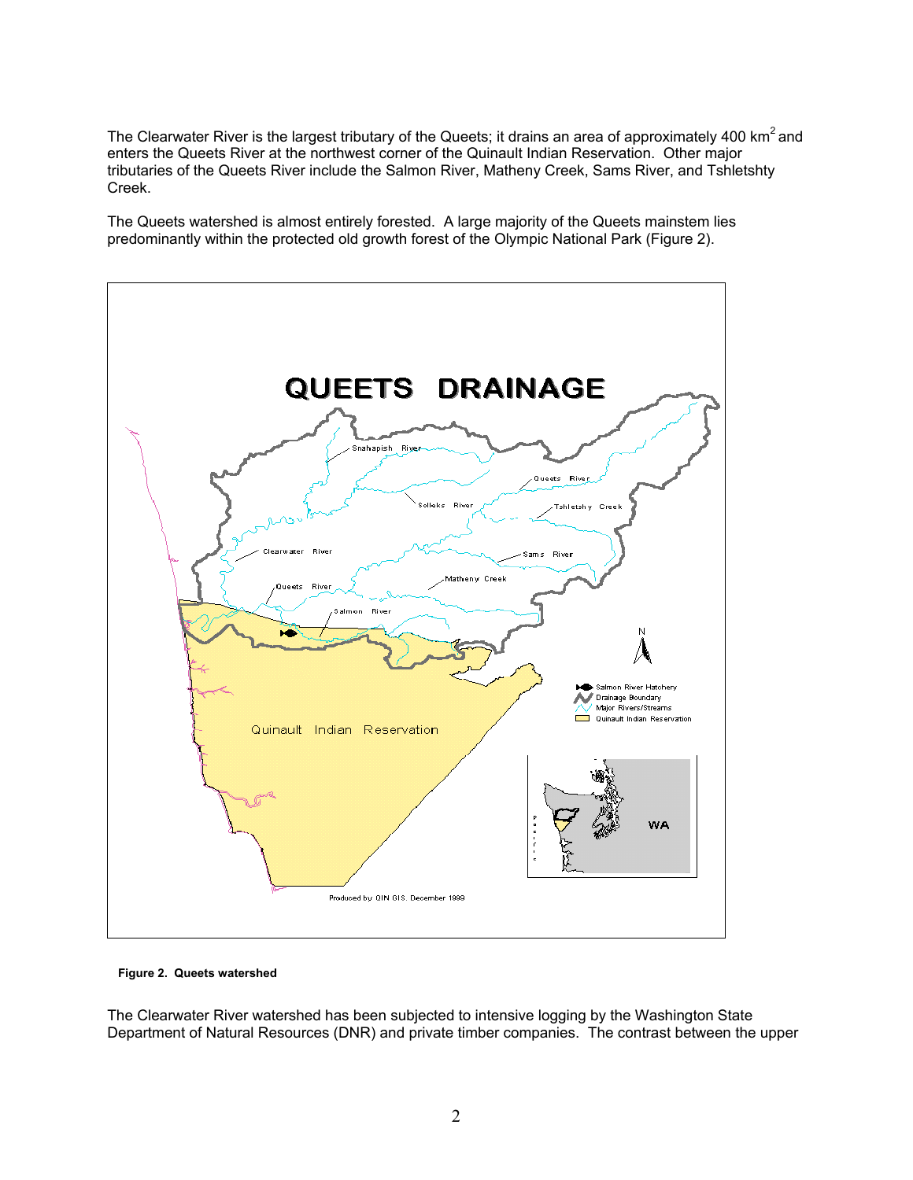The Clearwater River is the largest tributary of the Queets; it drains an area of approximately 400 km$^2$ and enters the Queets River at the northwest corner of the Quinault Indian Reservation. Other major tributaries of the Queets River include the Salmon River, Matheny Creek, Sams River, and Tshletshty Creek.

The Queets watershed is almost entirely forested. A large majority of the Queets mainstem lies predominantly within the protected old growth forest of the Olympic National Park (Figure 2).

**Figure 2. Queets watershed**

The Clearwater River watershed has been subjected to intensive logging by the Washington State Department of Natural Resources (DNR) and private timber companies. The contrast between the upper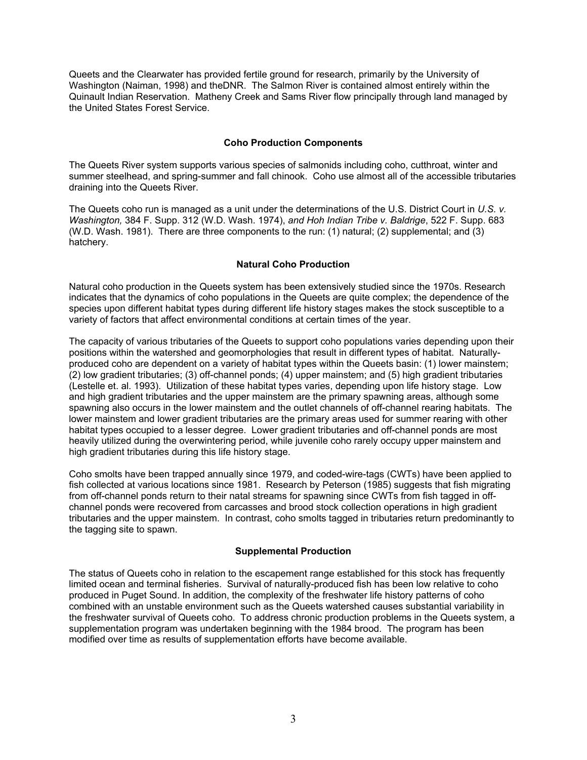Queets and the Clearwater has provided fertile ground for research, primarily by the University of Washington (Naiman, 1998) and theDNR. The Salmon River is contained almost entirely within the Quinault Indian Reservation. Matheny Creek and Sams River flow principally through land managed by the United States Forest Service.

## Coho Production Components

The Queets River system supports various species of salmonids including coho, cutthroat, winter and summer steelhead, and spring-summer and fall chinook. Coho use almost all of the accessible tributaries draining into the Queets River.

The Queets coho run is managed as a unit under the determinations of the U.S. District Court in *U.S. v. Washington,* 384 F. Supp. 312 (W.D. Wash. 1974), *and Hoh Indian Tribe v. Baldrige*, 522 F. Supp. 683 (W.D. Wash. 1981). There are three components to the run: (1) natural; (2) supplemental; and (3) hatchery.

### Natural Coho Production

Natural coho production in the Queets system has been extensively studied since the 1970s. Research indicates that the dynamics of coho populations in the Queets are quite complex; the dependence of the species upon different habitat types during different life history stages makes the stock susceptible to a variety of factors that affect environmental conditions at certain times of the year.

The capacity of various tributaries of the Queets to support coho populations varies depending upon their positions within the watershed and geomorphologies that result in different types of habitat. Naturally-produced coho are dependent on a variety of habitat types within the Queets basin: (1) lower mainstem; (2) low gradient tributaries; (3) off-channel ponds; (4) upper mainstem; and (5) high gradient tributaries (Lestelle et. al. 1993). Utilization of these habitat types varies, depending upon life history stage. Low and high gradient tributaries and the upper mainstem are the primary spawning areas, although some spawning also occurs in the lower mainstem and the outlet channels of off-channel rearing habitats. The lower mainstem and lower gradient tributaries are the primary areas used for summer rearing with other habitat types occupied to a lesser degree. Lower gradient tributaries and off-channel ponds are most heavily utilized during the overwintering period, while juvenile coho rarely occupy upper mainstem and high gradient tributaries during this life history stage.

Coho smolts have been trapped annually since 1979, and coded-wire-tags (CWTs) have been applied to fish collected at various locations since 1981. Research by Peterson (1985) suggests that fish migrating from off-channel ponds return to their natal streams for spawning since CWTs from fish tagged in off-channel ponds were recovered from carcasses and brood stock collection operations in high gradient tributaries and the upper mainstem. In contrast, coho smolts tagged in tributaries return predominantly to the tagging site to spawn.

### Supplemental Production

The status of Queets coho in relation to the escapement range established for this stock has frequently limited ocean and terminal fisheries. Survival of naturally-produced fish has been low relative to coho produced in Puget Sound. In addition, the complexity of the freshwater life history patterns of coho combined with an unstable environment such as the Queets watershed causes substantial variability in the freshwater survival of Queets coho. To address chronic production problems in the Queets system, a supplementation program was undertaken beginning with the 1984 brood. The program has been modified over time as results of supplementation efforts have become available.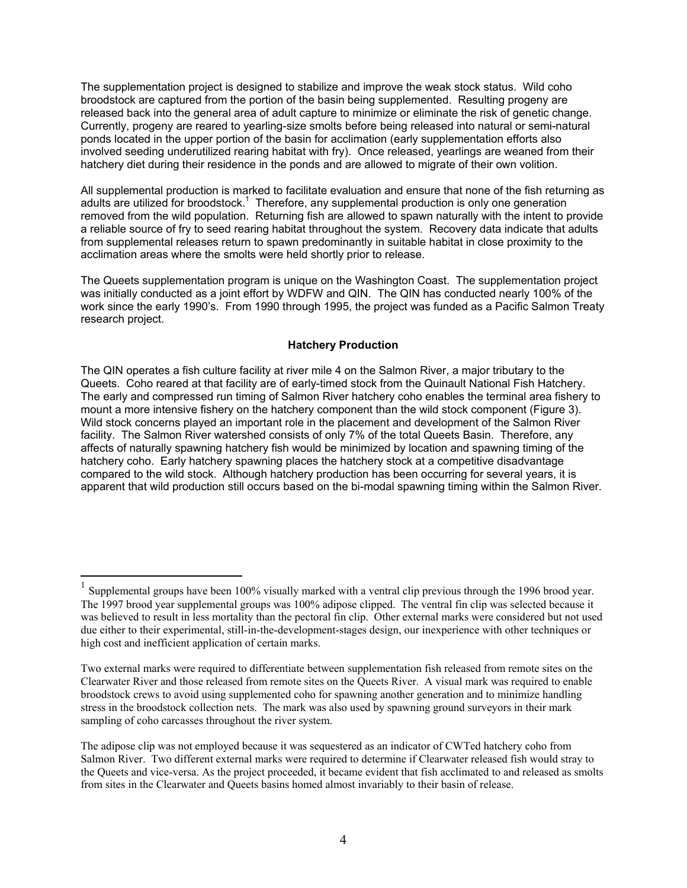The supplementation project is designed to stabilize and improve the weak stock status. Wild coho broodstock are captured from the portion of the basin being supplemented. Resulting progeny are released back into the general area of adult capture to minimize or eliminate the risk of genetic change. Currently, progeny are reared to yearling-size smolts before being released into natural or semi-natural ponds located in the upper portion of the basin for acclimation (early supplementation efforts also involved seeding underutilized rearing habitat with fry). Once released, yearlings are weaned from their hatchery diet during their residence in the ponds and are allowed to migrate of their own volition.

All supplemental production is marked to facilitate evaluation and ensure that none of the fish returning as adults are utilized for broodstock.[1] Therefore, any supplemental production is only one generation removed from the wild population. Returning fish are allowed to spawn naturally with the intent to provide a reliable source of fry to seed rearing habitat throughout the system. Recovery data indicate that adults from supplemental releases return to spawn predominantly in suitable habitat in close proximity to the acclimation areas where the smolts were held shortly prior to release.

The Queets supplementation program is unique on the Washington Coast. The supplementation project was initially conducted as a joint effort by WDFW and QIN. The QIN has conducted nearly 100% of the work since the early 1990's. From 1990 through 1995, the project was funded as a Pacific Salmon Treaty research project.

### Hatchery Production

The QIN operates a fish culture facility at river mile 4 on the Salmon River, a major tributary to the Queets. Coho reared at that facility are of early-timed stock from the Quinault National Fish Hatchery. The early and compressed run timing of Salmon River hatchery coho enables the terminal area fishery to mount a more intensive fishery on the hatchery component than the wild stock component (Figure 3). Wild stock concerns played an important role in the placement and development of the Salmon River facility. The Salmon River watershed consists of only 7% of the total Queets Basin. Therefore, any affects of naturally spawning hatchery fish would be minimized by location and spawning timing of the hatchery coho. Early hatchery spawning places the hatchery stock at a competitive disadvantage compared to the wild stock. Although hatchery production has been occurring for several years, it is apparent that wild production still occurs based on the bi-modal spawning timing within the Salmon River.

---

[1] Supplemental groups have been 100% visually marked with a ventral clip previous through the 1996 brood year. The 1997 brood year supplemental groups was 100% adipose clipped. The ventral fin clip was selected because it was believed to result in less mortality than the pectoral fin clip. Other external marks were considered but not used due either to their experimental, still-in-the-development-stages design, our inexperience with other techniques or high cost and inefficient application of certain marks.

Two external marks were required to differentiate between supplementation fish released from remote sites on the Clearwater River and those released from remote sites on the Queets River. A visual mark was required to enable broodstock crews to avoid using supplemented coho for spawning another generation and to minimize handling stress in the broodstock collection nets. The mark was also used by spawning ground surveyors in their mark sampling of coho carcasses throughout the river system.

The adipose clip was not employed because it was sequestered as an indicator of CWTed hatchery coho from Salmon River. Two different external marks were required to determine if Clearwater released fish would stray to the Queets and vice-versa. As the project proceeded, it became evident that fish acclimated to and released as smolts from sites in the Clearwater and Queets basins homed almost invariably to their basin of release.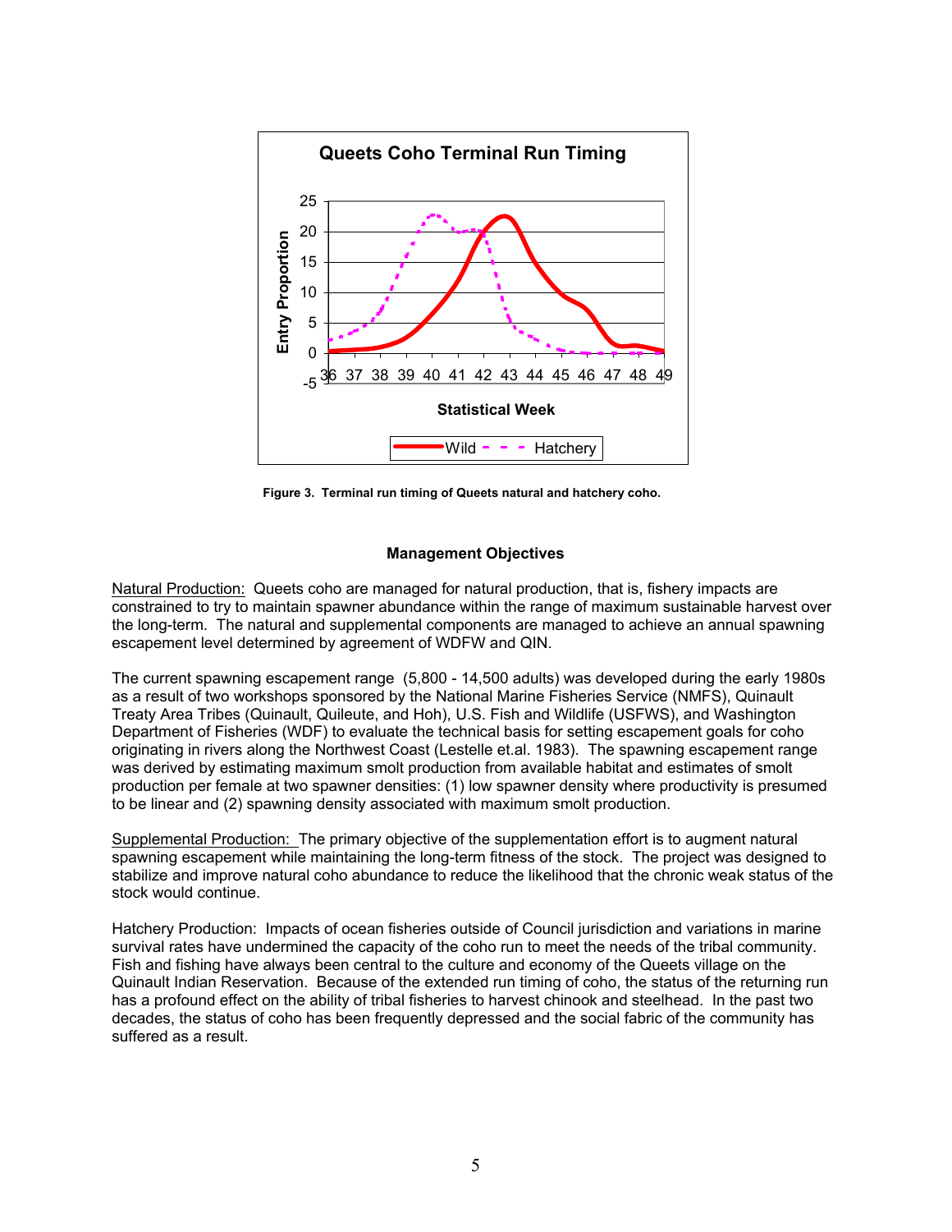Figure 3. Terminal run timing of Queets natural and hatchery coho.

## Management Objectives

Natural Production: Queets coho are managed for natural production, that is, fishery impacts are constrained to try to maintain spawner abundance within the range of maximum sustainable harvest over the long-term. The natural and supplemental components are managed to achieve an annual spawning escapement level determined by agreement of WDFW and QIN.

The current spawning escapement range (5,800 - 14,500 adults) was developed during the early 1980s as a result of two workshops sponsored by the National Marine Fisheries Service (NMFS), Quinault Treaty Area Tribes (Quinault, Quileute, and Hoh), U.S. Fish and Wildlife (USFWS), and Washington Department of Fisheries (WDF) to evaluate the technical basis for setting escapement goals for coho originating in rivers along the Northwest Coast (Lestelle et.al. 1983). The spawning escapement range was derived by estimating maximum smolt production from available habitat and estimates of smolt production per female at two spawner densities: (1) low spawner density where productivity is presumed to be linear and (2) spawning density associated with maximum smolt production.

Supplemental Production: The primary objective of the supplementation effort is to augment natural spawning escapement while maintaining the long-term fitness of the stock. The project was designed to stabilize and improve natural coho abundance to reduce the likelihood that the chronic weak status of the stock would continue.

Hatchery Production: Impacts of ocean fisheries outside of Council jurisdiction and variations in marine survival rates have undermined the capacity of the coho run to meet the needs of the tribal community. Fish and fishing have always been central to the culture and economy of the Queets village on the Quinault Indian Reservation. Because of the extended run timing of coho, the status of the returning run has a profound effect on the ability of tribal fisheries to harvest chinook and steelhead. In the past two decades, the status of coho has been frequently depressed and the social fabric of the community has suffered as a result.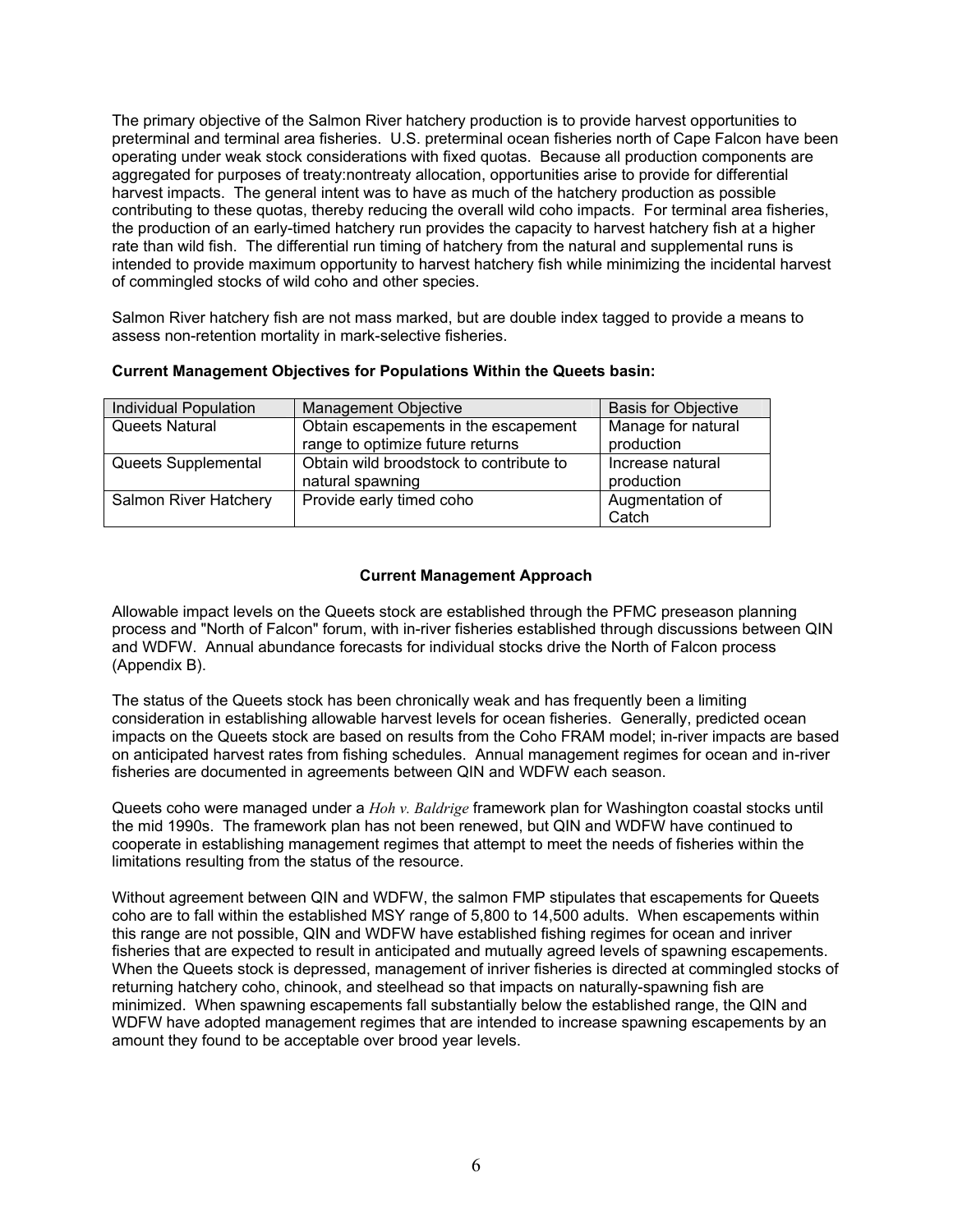The primary objective of the Salmon River hatchery production is to provide harvest opportunities to preterminal and terminal area fisheries. U.S. preterminal ocean fisheries north of Cape Falcon have been operating under weak stock considerations with fixed quotas. Because all production components are aggregated for purposes of treaty:nontreaty allocation, opportunities arise to provide for differential harvest impacts. The general intent was to have as much of the hatchery production as possible contributing to these quotas, thereby reducing the overall wild coho impacts. For terminal area fisheries, the production of an early-timed hatchery run provides the capacity to harvest hatchery fish at a higher rate than wild fish. The differential run timing of hatchery from the natural and supplemental runs is intended to provide maximum opportunity to harvest hatchery fish while minimizing the incidental harvest of commingled stocks of wild coho and other species.

Salmon River hatchery fish are not mass marked, but are double index tagged to provide a means to assess non-retention mortality in mark-selective fisheries.

**Current Management Objectives for Populations Within the Queets basin:**

| Individual Population | Management Objective | Basis for Objective |
|---|---|---|
| Queets Natural | Obtain escapements in the escapement range to optimize future returns | Manage for natural production |
| Queets Supplemental | Obtain wild broodstock to contribute to natural spawning | Increase natural production |
| Salmon River Hatchery | Provide early timed coho | Augmentation of Catch |

**Current Management Approach**

Allowable impact levels on the Queets stock are established through the PFMC preseason planning process and "North of Falcon" forum, with in-river fisheries established through discussions between QIN and WDFW. Annual abundance forecasts for individual stocks drive the North of Falcon process (Appendix B).

The status of the Queets stock has been chronically weak and has frequently been a limiting consideration in establishing allowable harvest levels for ocean fisheries. Generally, predicted ocean impacts on the Queets stock are based on results from the Coho FRAM model; in-river impacts are based on anticipated harvest rates from fishing schedules. Annual management regimes for ocean and in-river fisheries are documented in agreements between QIN and WDFW each season.

Queets coho were managed under a *Hoh v. Baldrige* framework plan for Washington coastal stocks until the mid 1990s. The framework plan has not been renewed, but QIN and WDFW have continued to cooperate in establishing management regimes that attempt to meet the needs of fisheries within the limitations resulting from the status of the resource.

Without agreement between QIN and WDFW, the salmon FMP stipulates that escapements for Queets coho are to fall within the established MSY range of 5,800 to 14,500 adults. When escapements within this range are not possible, QIN and WDFW have established fishing regimes for ocean and inriver fisheries that are expected to result in anticipated and mutually agreed levels of spawning escapements. When the Queets stock is depressed, management of inriver fisheries is directed at commingled stocks of returning hatchery coho, chinook, and steelhead so that impacts on naturally-spawning fish are minimized. When spawning escapements fall substantially below the established range, the QIN and WDFW have adopted management regimes that are intended to increase spawning escapements by an amount they found to be acceptable over brood year levels.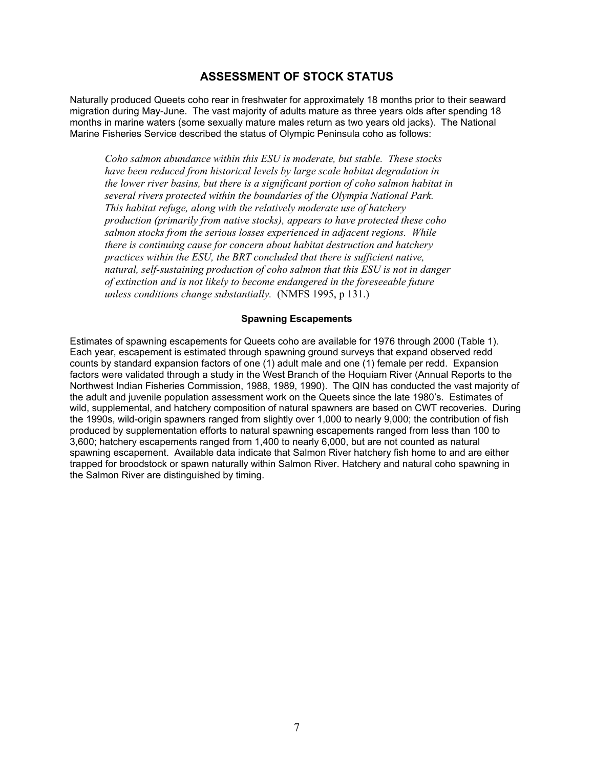## ASSESSMENT OF STOCK STATUS

Naturally produced Queets coho rear in freshwater for approximately 18 months prior to their seaward migration during May-June. The vast majority of adults mature as three years olds after spending 18 months in marine waters (some sexually mature males return as two years old jacks). The National Marine Fisheries Service described the status of Olympic Peninsula coho as follows:

> *Coho salmon abundance within this ESU is moderate, but stable. These stocks have been reduced from historical levels by large scale habitat degradation in the lower river basins, but there is a significant portion of coho salmon habitat in several rivers protected within the boundaries of the Olympia National Park. This habitat refuge, along with the relatively moderate use of hatchery production (primarily from native stocks), appears to have protected these coho salmon stocks from the serious losses experienced in adjacent regions. While there is continuing cause for concern about habitat destruction and hatchery practices within the ESU, the BRT concluded that there is sufficient native, natural, self-sustaining production of coho salmon that this ESU is not in danger of extinction and is not likely to become endangered in the foreseeable future unless conditions change substantially.* (NMFS 1995, p 131.)

### Spawning Escapements

Estimates of spawning escapements for Queets coho are available for 1976 through 2000 (Table 1). Each year, escapement is estimated through spawning ground surveys that expand observed redd counts by standard expansion factors of one (1) adult male and one (1) female per redd. Expansion factors were validated through a study in the West Branch of the Hoquiam River (Annual Reports to the Northwest Indian Fisheries Commission, 1988, 1989, 1990). The QIN has conducted the vast majority of the adult and juvenile population assessment work on the Queets since the late 1980's. Estimates of wild, supplemental, and hatchery composition of natural spawners are based on CWT recoveries. During the 1990s, wild-origin spawners ranged from slightly over 1,000 to nearly 9,000; the contribution of fish produced by supplementation efforts to natural spawning escapements ranged from less than 100 to 3,600; hatchery escapements ranged from 1,400 to nearly 6,000, but are not counted as natural spawning escapement. Available data indicate that Salmon River hatchery fish home to and are either trapped for broodstock or spawn naturally within Salmon River. Hatchery and natural coho spawning in the Salmon River are distinguished by timing.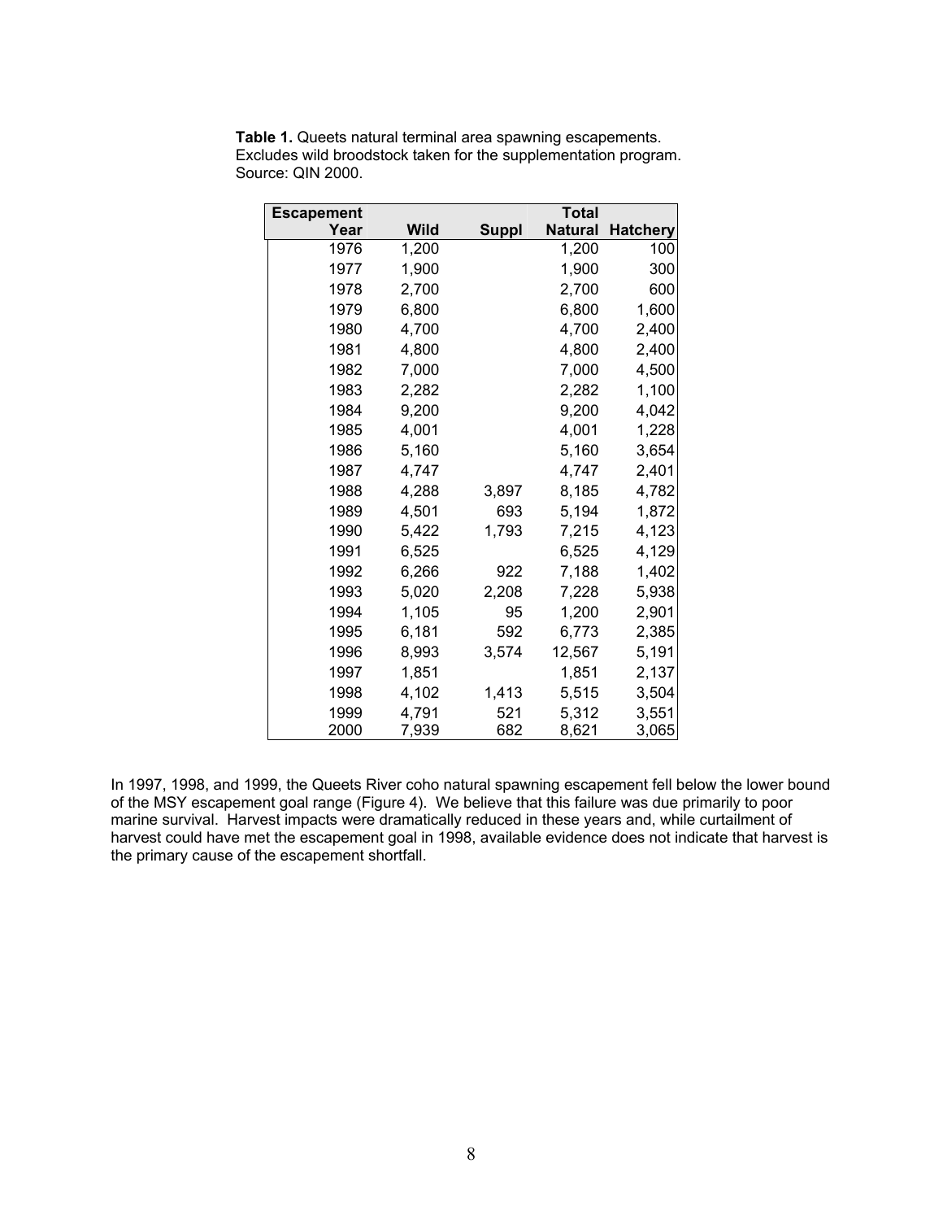**Table 1.** Queets natural terminal area spawning escapements. Excludes wild broodstock taken for the supplementation program. Source: QIN 2000.

| Escapement Year | Wild | Suppl | Total Natural | Hatchery |
|---|---|---|---|---|
| 1976 | 1,200 | | 1,200 | 100 |
| 1977 | 1,900 | | 1,900 | 300 |
| 1978 | 2,700 | | 2,700 | 600 |
| 1979 | 6,800 | | 6,800 | 1,600 |
| 1980 | 4,700 | | 4,700 | 2,400 |
| 1981 | 4,800 | | 4,800 | 2,400 |
| 1982 | 7,000 | | 7,000 | 4,500 |
| 1983 | 2,282 | | 2,282 | 1,100 |
| 1984 | 9,200 | | 9,200 | 4,042 |
| 1985 | 4,001 | | 4,001 | 1,228 |
| 1986 | 5,160 | | 5,160 | 3,654 |
| 1987 | 4,747 | | 4,747 | 2,401 |
| 1988 | 4,288 | 3,897 | 8,185 | 4,782 |
| 1989 | 4,501 | 693 | 5,194 | 1,872 |
| 1990 | 5,422 | 1,793 | 7,215 | 4,123 |
| 1991 | 6,525 | | 6,525 | 4,129 |
| 1992 | 6,266 | 922 | 7,188 | 1,402 |
| 1993 | 5,020 | 2,208 | 7,228 | 5,938 |
| 1994 | 1,105 | 95 | 1,200 | 2,901 |
| 1995 | 6,181 | 592 | 6,773 | 2,385 |
| 1996 | 8,993 | 3,574 | 12,567 | 5,191 |
| 1997 | 1,851 | | 1,851 | 2,137 |
| 1998 | 4,102 | 1,413 | 5,515 | 3,504 |
| 1999 | 4,791 | 521 | 5,312 | 3,551 |
| 2000 | 7,939 | 682 | 8,621 | 3,065 |

In 1997, 1998, and 1999, the Queets River coho natural spawning escapement fell below the lower bound of the MSY escapement goal range (Figure 4). We believe that this failure was due primarily to poor marine survival. Harvest impacts were dramatically reduced in these years and, while curtailment of harvest could have met the escapement goal in 1998, available evidence does not indicate that harvest is the primary cause of the escapement shortfall.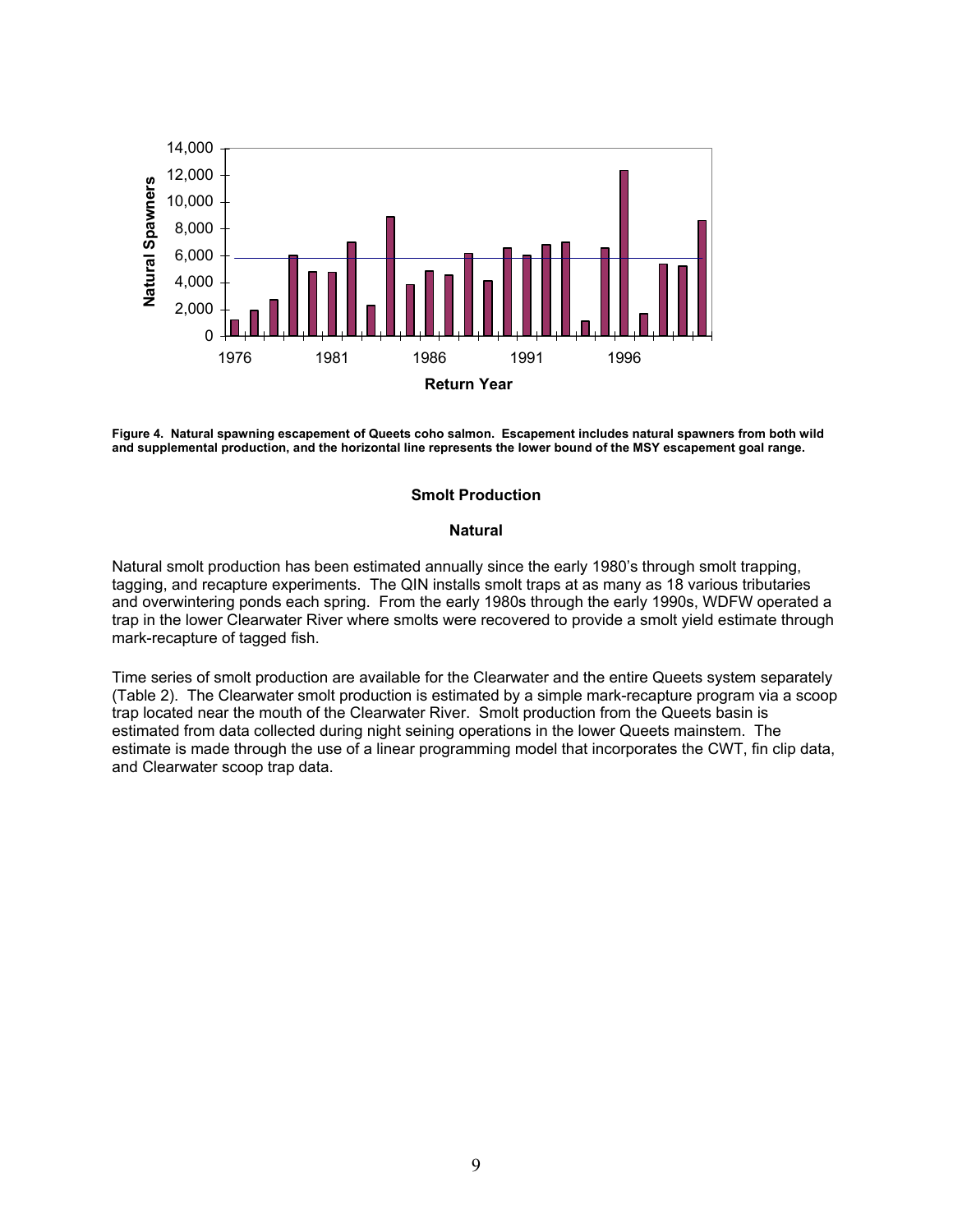**Figure 4. Natural spawning escapement of Queets coho salmon. Escapement includes natural spawners from both wild and supplemental production, and the horizontal line represents the lower bound of the MSY escapement goal range.**

### Smolt Production

#### Natural

Natural smolt production has been estimated annually since the early 1980's through smolt trapping, tagging, and recapture experiments. The QIN installs smolt traps at as many as 18 various tributaries and overwintering ponds each spring. From the early 1980s through the early 1990s, WDFW operated a trap in the lower Clearwater River where smolts were recovered to provide a smolt yield estimate through mark-recapture of tagged fish.

Time series of smolt production are available for the Clearwater and the entire Queets system separately (Table 2). The Clearwater smolt production is estimated by a simple mark-recapture program via a scoop trap located near the mouth of the Clearwater River. Smolt production from the Queets basin is estimated from data collected during night seining operations in the lower Queets mainstem. The estimate is made through the use of a linear programming model that incorporates the CWT, fin clip data, and Clearwater scoop trap data.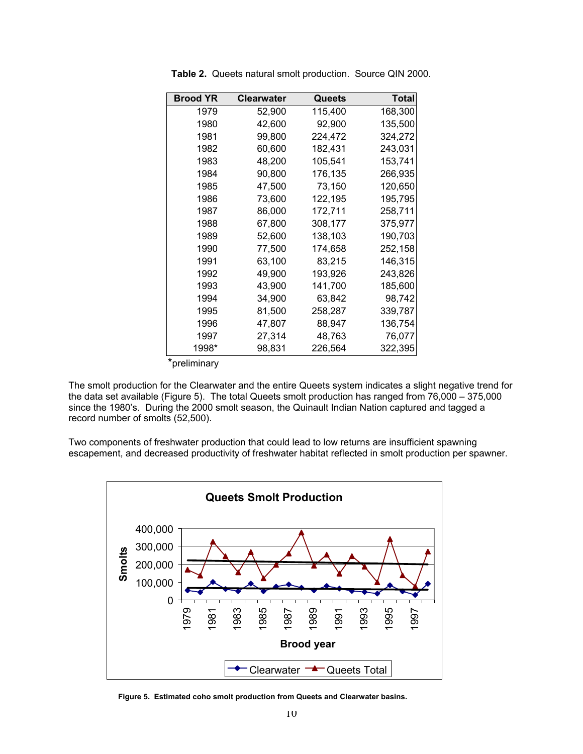**Table 2.** Queets natural smolt production. Source QIN 2000.

| Brood YR | Clearwater | Queets | Total |
|---|---|---|---|
| 1979 | 52,900 | 115,400 | 168,300 |
| 1980 | 42,600 | 92,900 | 135,500 |
| 1981 | 99,800 | 224,472 | 324,272 |
| 1982 | 60,600 | 182,431 | 243,031 |
| 1983 | 48,200 | 105,541 | 153,741 |
| 1984 | 90,800 | 176,135 | 266,935 |
| 1985 | 47,500 | 73,150 | 120,650 |
| 1986 | 73,600 | 122,195 | 195,795 |
| 1987 | 86,000 | 172,711 | 258,711 |
| 1988 | 67,800 | 308,177 | 375,977 |
| 1989 | 52,600 | 138,103 | 190,703 |
| 1990 | 77,500 | 174,658 | 252,158 |
| 1991 | 63,100 | 83,215 | 146,315 |
| 1992 | 49,900 | 193,926 | 243,826 |
| 1993 | 43,900 | 141,700 | 185,600 |
| 1994 | 34,900 | 63,842 | 98,742 |
| 1995 | 81,500 | 258,287 | 339,787 |
| 1996 | 47,807 | 88,947 | 136,754 |
| 1997 | 27,314 | 48,763 | 76,077 |
| 1998* | 98,831 | 226,564 | 322,395 |

*preliminary

The smolt production for the Clearwater and the entire Queets system indicates a slight negative trend for the data set available (Figure 5). The total Queets smolt production has ranged from 76,000 – 375,000 since the 1980's. During the 2000 smolt season, the Quinault Indian Nation captured and tagged a record number of smolts (52,500).

Two components of freshwater production that could lead to low returns are insufficient spawning escapement, and decreased productivity of freshwater habitat reflected in smolt production per spawner.

**Figure 5. Estimated coho smolt production from Queets and Clearwater basins.**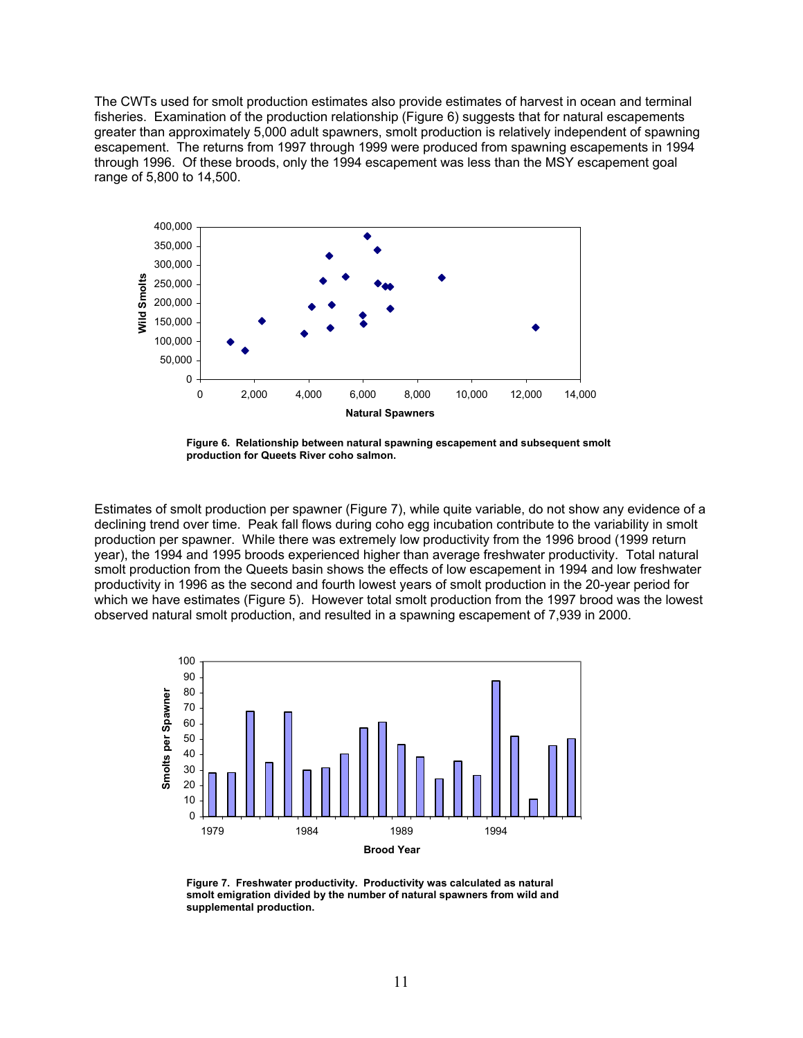The CWTs used for smolt production estimates also provide estimates of harvest in ocean and terminal fisheries. Examination of the production relationship (Figure 6) suggests that for natural escapements greater than approximately 5,000 adult spawners, smolt production is relatively independent of spawning escapement. The returns from 1997 through 1999 were produced from spawning escapements in 1994 through 1996. Of these broods, only the 1994 escapement was less than the MSY escapement goal range of 5,800 to 14,500.

**Figure 6. Relationship between natural spawning escapement and subsequent smolt production for Queets River coho salmon.**

Estimates of smolt production per spawner (Figure 7), while quite variable, do not show any evidence of a declining trend over time. Peak fall flows during coho egg incubation contribute to the variability in smolt production per spawner. While there was extremely low productivity from the 1996 brood (1999 return year), the 1994 and 1995 broods experienced higher than average freshwater productivity. Total natural smolt production from the Queets basin shows the effects of low escapement in 1994 and low freshwater productivity in 1996 as the second and fourth lowest years of smolt production in the 20-year period for which we have estimates (Figure 5). However total smolt production from the 1997 brood was the lowest observed natural smolt production, and resulted in a spawning escapement of 7,939 in 2000.

**Figure 7. Freshwater productivity. Productivity was calculated as natural smolt emigration divided by the number of natural spawners from wild and supplemental production.**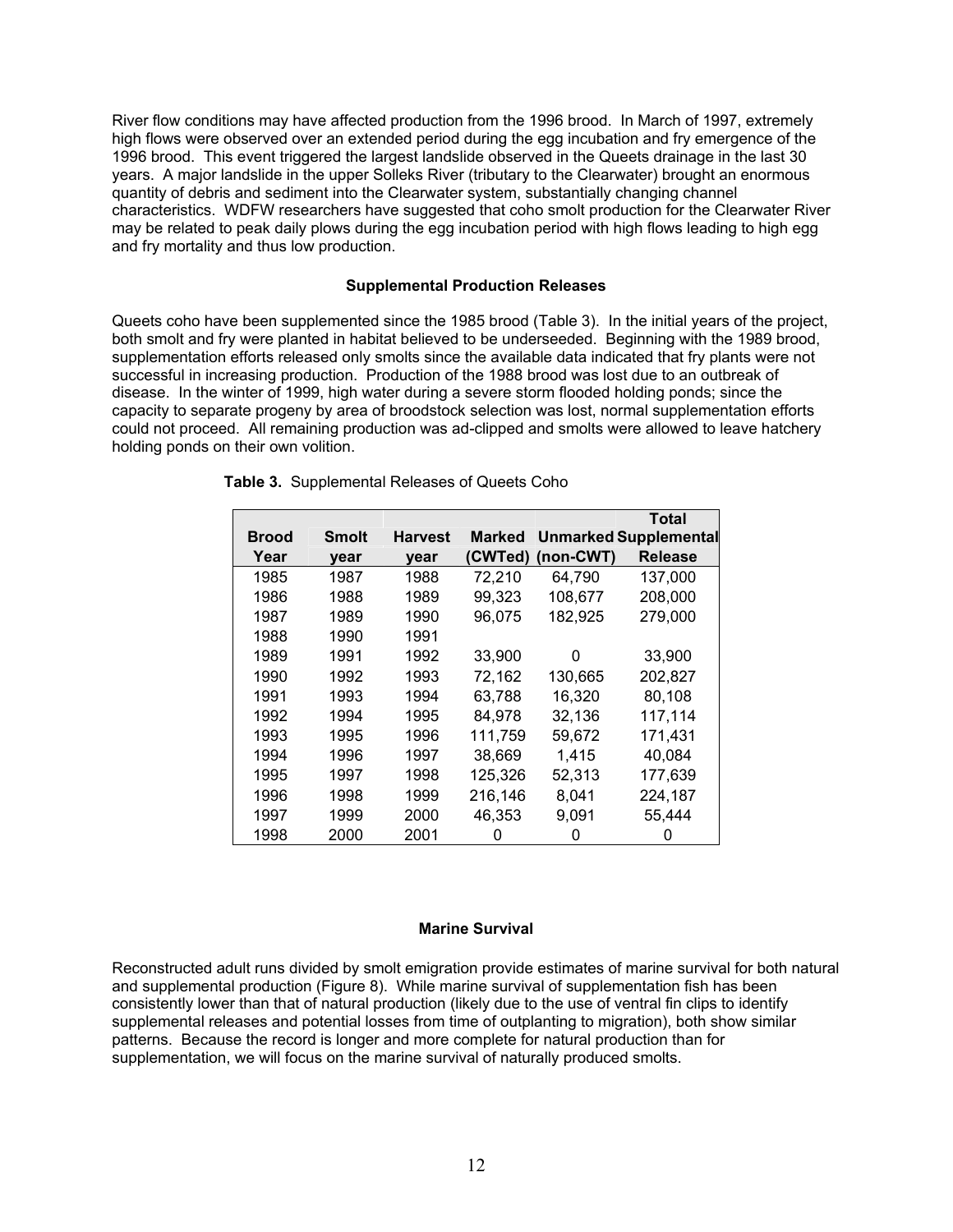River flow conditions may have affected production from the 1996 brood. In March of 1997, extremely high flows were observed over an extended period during the egg incubation and fry emergence of the 1996 brood. This event triggered the largest landslide observed in the Queets drainage in the last 30 years. A major landslide in the upper Solleks River (tributary to the Clearwater) brought an enormous quantity of debris and sediment into the Clearwater system, substantially changing channel characteristics. WDFW researchers have suggested that coho smolt production for the Clearwater River may be related to peak daily plows during the egg incubation period with high flows leading to high egg and fry mortality and thus low production.

### Supplemental Production Releases

Queets coho have been supplemented since the 1985 brood (Table 3). In the initial years of the project, both smolt and fry were planted in habitat believed to be underseeded. Beginning with the 1989 brood, supplementation efforts released only smolts since the available data indicated that fry plants were not successful in increasing production. Production of the 1988 brood was lost due to an outbreak of disease. In the winter of 1999, high water during a severe storm flooded holding ponds; since the capacity to separate progeny by area of broodstock selection was lost, normal supplementation efforts could not proceed. All remaining production was ad-clipped and smolts were allowed to leave hatchery holding ponds on their own volition.

**Table 3.** Supplemental Releases of Queets Coho

| Brood Year | Smolt year | Harvest year | Marked (CWTed) | Unmarked (non-CWT) | Total Supplemental Release |
|---|---|---|---|---|---|
| 1985 | 1987 | 1988 | 72,210 | 64,790 | 137,000 |
| 1986 | 1988 | 1989 | 99,323 | 108,677 | 208,000 |
| 1987 | 1989 | 1990 | 96,075 | 182,925 | 279,000 |
| 1988 | 1990 | 1991 | | | |
| 1989 | 1991 | 1992 | 33,900 | 0 | 33,900 |
| 1990 | 1992 | 1993 | 72,162 | 130,665 | 202,827 |
| 1991 | 1993 | 1994 | 63,788 | 16,320 | 80,108 |
| 1992 | 1994 | 1995 | 84,978 | 32,136 | 117,114 |
| 1993 | 1995 | 1996 | 111,759 | 59,672 | 171,431 |
| 1994 | 1996 | 1997 | 38,669 | 1,415 | 40,084 |
| 1995 | 1997 | 1998 | 125,326 | 52,313 | 177,639 |
| 1996 | 1998 | 1999 | 216,146 | 8,041 | 224,187 |
| 1997 | 1999 | 2000 | 46,353 | 9,091 | 55,444 |
| 1998 | 2000 | 2001 | 0 | 0 | 0 |

### Marine Survival

Reconstructed adult runs divided by smolt emigration provide estimates of marine survival for both natural and supplemental production (Figure 8). While marine survival of supplementation fish has been consistently lower than that of natural production (likely due to the use of ventral fin clips to identify supplemental releases and potential losses from time of outplanting to migration), both show similar patterns. Because the record is longer and more complete for natural production than for supplementation, we will focus on the marine survival of naturally produced smolts.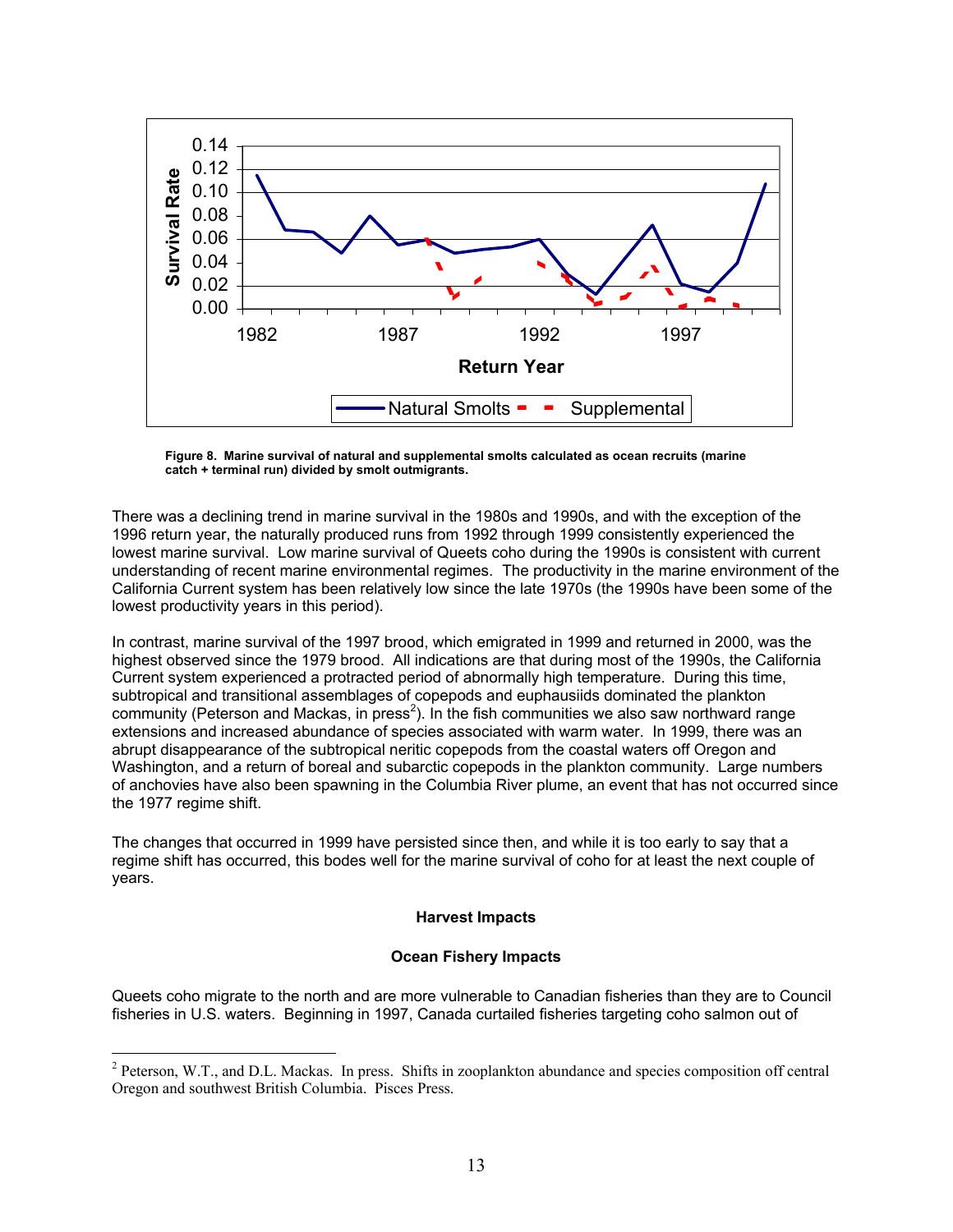**Figure 8. Marine survival of natural and supplemental smolts calculated as ocean recruits (marine catch + terminal run) divided by smolt outmigrants.**

There was a declining trend in marine survival in the 1980s and 1990s, and with the exception of the 1996 return year, the naturally produced runs from 1992 through 1999 consistently experienced the lowest marine survival. Low marine survival of Queets coho during the 1990s is consistent with current understanding of recent marine environmental regimes. The productivity in the marine environment of the California Current system has been relatively low since the late 1970s (the 1990s have been some of the lowest productivity years in this period).

In contrast, marine survival of the 1997 brood, which emigrated in 1999 and returned in 2000, was the highest observed since the 1979 brood. All indications are that during most of the 1990s, the California Current system experienced a protracted period of abnormally high temperature. During this time, subtropical and transitional assemblages of copepods and euphausiids dominated the plankton community (Peterson and Mackas, in press[2]). In the fish communities we also saw northward range extensions and increased abundance of species associated with warm water. In 1999, there was an abrupt disappearance of the subtropical neritic copepods from the coastal waters off Oregon and Washington, and a return of boreal and subarctic copepods in the plankton community. Large numbers of anchovies have also been spawning in the Columbia River plume, an event that has not occurred since the 1977 regime shift.

The changes that occurred in 1999 have persisted since then, and while it is too early to say that a regime shift has occurred, this bodes well for the marine survival of coho for at least the next couple of years.

## Harvest Impacts

### Ocean Fishery Impacts

Queets coho migrate to the north and are more vulnerable to Canadian fisheries than they are to Council fisheries in U.S. waters. Beginning in 1997, Canada curtailed fisheries targeting coho salmon out of

---

[2] Peterson, W.T., and D.L. Mackas. In press. Shifts in zooplankton abundance and species composition off central Oregon and southwest British Columbia. Pisces Press.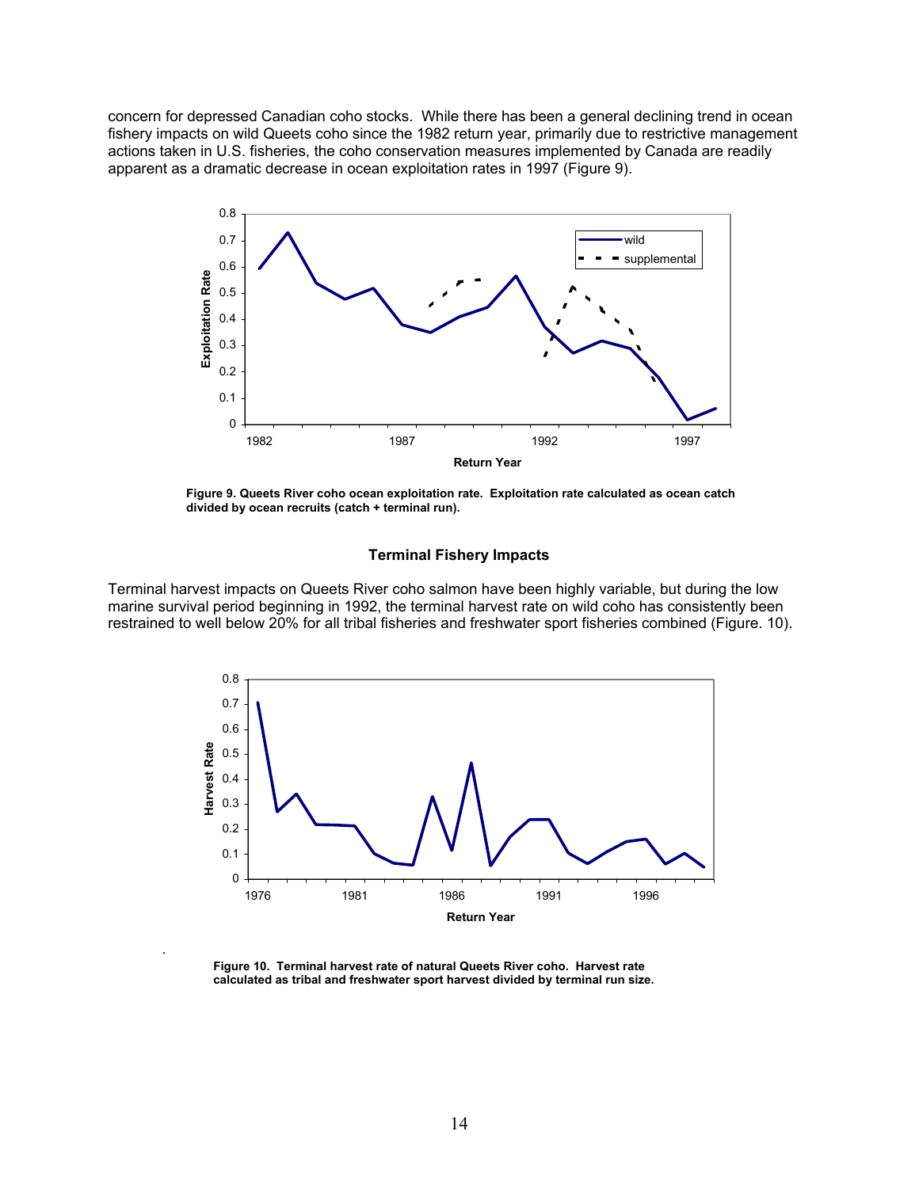concern for depressed Canadian coho stocks. While there has been a general declining trend in ocean fishery impacts on wild Queets coho since the 1982 return year, primarily due to restrictive management actions taken in U.S. fisheries, the coho conservation measures implemented by Canada are readily apparent as a dramatic decrease in ocean exploitation rates in 1997 (Figure 9).

**Figure 9. Queets River coho ocean exploitation rate. Exploitation rate calculated as ocean catch divided by ocean recruits (catch + terminal run).**

### Terminal Fishery Impacts

Terminal harvest impacts on Queets River coho salmon have been highly variable, but during the low marine survival period beginning in 1992, the terminal harvest rate on wild coho has consistently been restrained to well below 20% for all tribal fisheries and freshwater sport fisheries combined (Figure. 10).

**Figure 10. Terminal harvest rate of natural Queets River coho. Harvest rate calculated as tribal and freshwater sport harvest divided by terminal run size.**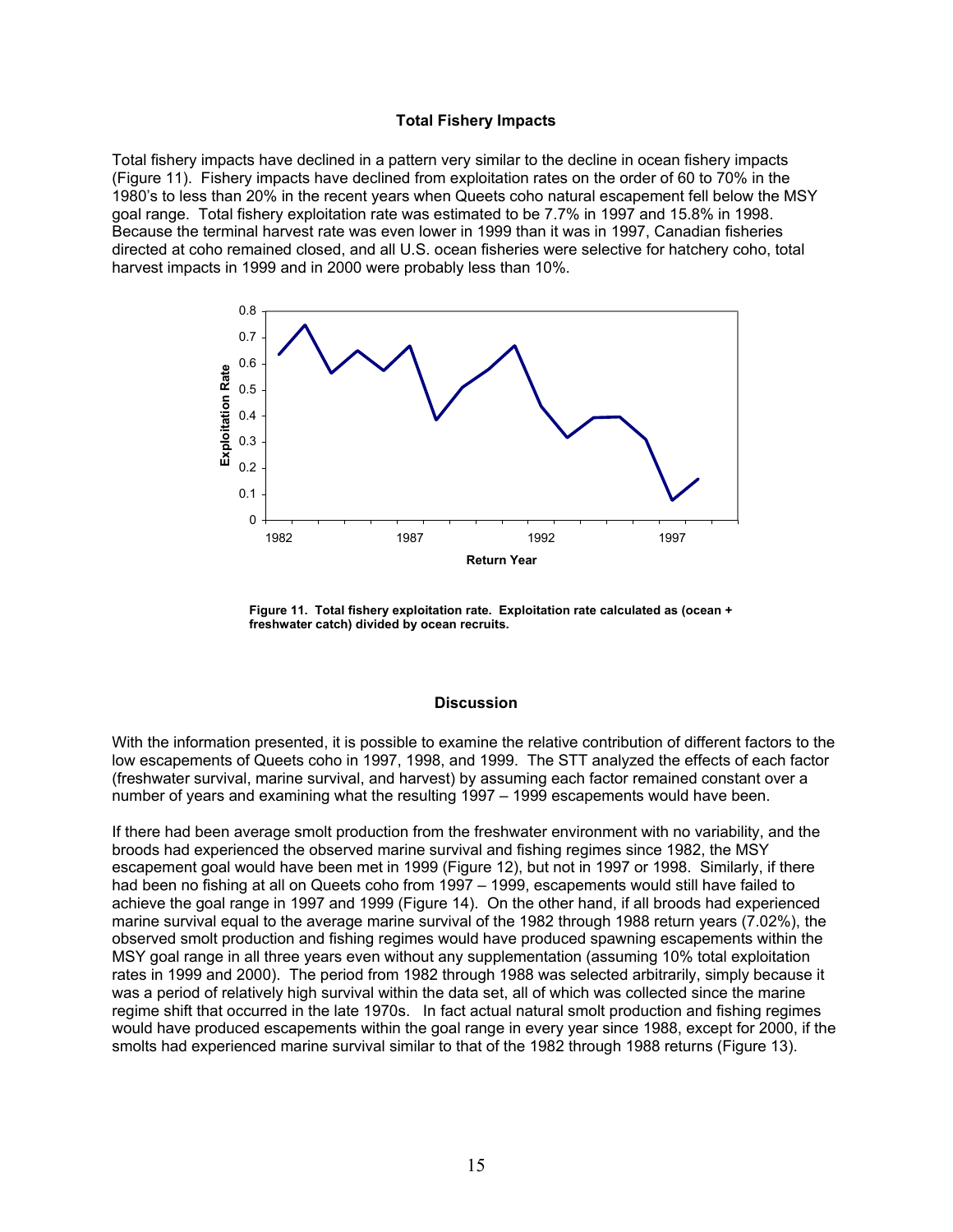### Total Fishery Impacts

Total fishery impacts have declined in a pattern very similar to the decline in ocean fishery impacts (Figure 11). Fishery impacts have declined from exploitation rates on the order of 60 to 70% in the 1980's to less than 20% in the recent years when Queets coho natural escapement fell below the MSY goal range. Total fishery exploitation rate was estimated to be 7.7% in 1997 and 15.8% in 1998. Because the terminal harvest rate was even lower in 1999 than it was in 1997, Canadian fisheries directed at coho remained closed, and all U.S. ocean fisheries were selective for hatchery coho, total harvest impacts in 1999 and in 2000 were probably less than 10%.

**Figure 11. Total fishery exploitation rate. Exploitation rate calculated as (ocean + freshwater catch) divided by ocean recruits.**

### Discussion

With the information presented, it is possible to examine the relative contribution of different factors to the low escapements of Queets coho in 1997, 1998, and 1999. The STT analyzed the effects of each factor (freshwater survival, marine survival, and harvest) by assuming each factor remained constant over a number of years and examining what the resulting 1997 – 1999 escapements would have been.

If there had been average smolt production from the freshwater environment with no variability, and the broods had experienced the observed marine survival and fishing regimes since 1982, the MSY escapement goal would have been met in 1999 (Figure 12), but not in 1997 or 1998. Similarly, if there had been no fishing at all on Queets coho from 1997 – 1999, escapements would still have failed to achieve the goal range in 1997 and 1999 (Figure 14). On the other hand, if all broods had experienced marine survival equal to the average marine survival of the 1982 through 1988 return years (7.02%), the observed smolt production and fishing regimes would have produced spawning escapements within the MSY goal range in all three years even without any supplementation (assuming 10% total exploitation rates in 1999 and 2000). The period from 1982 through 1988 was selected arbitrarily, simply because it was a period of relatively high survival within the data set, all of which was collected since the marine regime shift that occurred in the late 1970s. In fact actual natural smolt production and fishing regimes would have produced escapements within the goal range in every year since 1988, except for 2000, if the smolts had experienced marine survival similar to that of the 1982 through 1988 returns (Figure 13).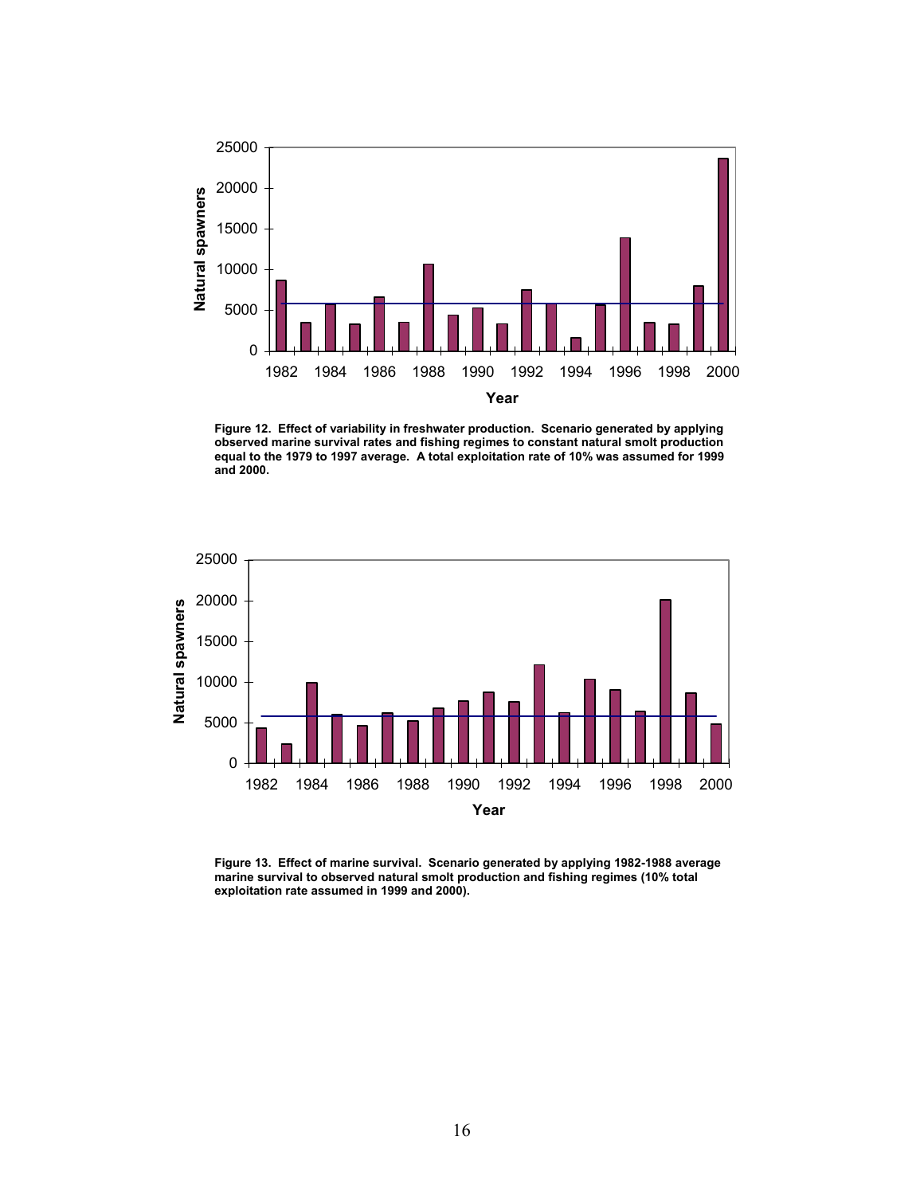Figure 12. Effect of variability in freshwater production. Scenario generated by applying observed marine survival rates and fishing regimes to constant natural smolt production equal to the 1979 to 1997 average. A total exploitation rate of 10% was assumed for 1999 and 2000.

Figure 13. Effect of marine survival. Scenario generated by applying 1982-1988 average marine survival to observed natural smolt production and fishing regimes (10% total exploitation rate assumed in 1999 and 2000).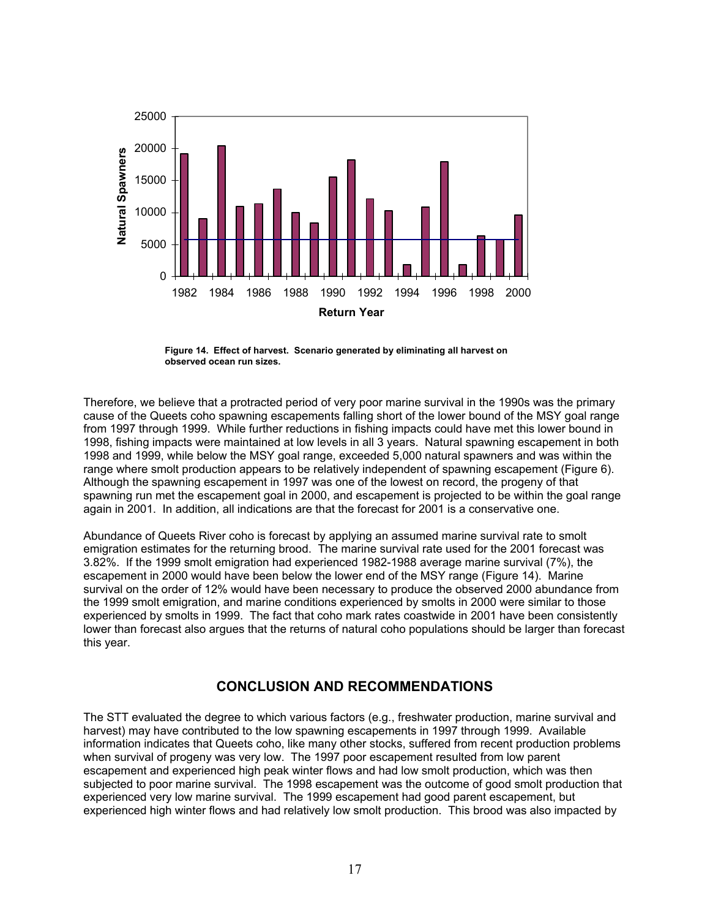Figure 14. Effect of harvest. Scenario generated by eliminating all harvest on observed ocean run sizes.

Therefore, we believe that a protracted period of very poor marine survival in the 1990s was the primary cause of the Queets coho spawning escapements falling short of the lower bound of the MSY goal range from 1997 through 1999. While further reductions in fishing impacts could have met this lower bound in 1998, fishing impacts were maintained at low levels in all 3 years. Natural spawning escapement in both 1998 and 1999, while below the MSY goal range, exceeded 5,000 natural spawners and was within the range where smolt production appears to be relatively independent of spawning escapement (Figure 6). Although the spawning escapement in 1997 was one of the lowest on record, the progeny of that spawning run met the escapement goal in 2000, and escapement is projected to be within the goal range again in 2001. In addition, all indications are that the forecast for 2001 is a conservative one.

Abundance of Queets River coho is forecast by applying an assumed marine survival rate to smolt emigration estimates for the returning brood. The marine survival rate used for the 2001 forecast was 3.82%. If the 1999 smolt emigration had experienced 1982-1988 average marine survival (7%), the escapement in 2000 would have been below the lower end of the MSY range (Figure 14). Marine survival on the order of 12% would have been necessary to produce the observed 2000 abundance from the 1999 smolt emigration, and marine conditions experienced by smolts in 2000 were similar to those experienced by smolts in 1999. The fact that coho mark rates coastwide in 2001 have been consistently lower than forecast also argues that the returns of natural coho populations should be larger than forecast this year.

## CONCLUSION AND RECOMMENDATIONS

The STT evaluated the degree to which various factors (e.g., freshwater production, marine survival and harvest) may have contributed to the low spawning escapements in 1997 through 1999. Available information indicates that Queets coho, like many other stocks, suffered from recent production problems when survival of progeny was very low. The 1997 poor escapement resulted from low parent escapement and experienced high peak winter flows and had low smolt production, which was then subjected to poor marine survival. The 1998 escapement was the outcome of good smolt production that experienced very low marine survival. The 1999 escapement had good parent escapement, but experienced high winter flows and had relatively low smolt production. This brood was also impacted by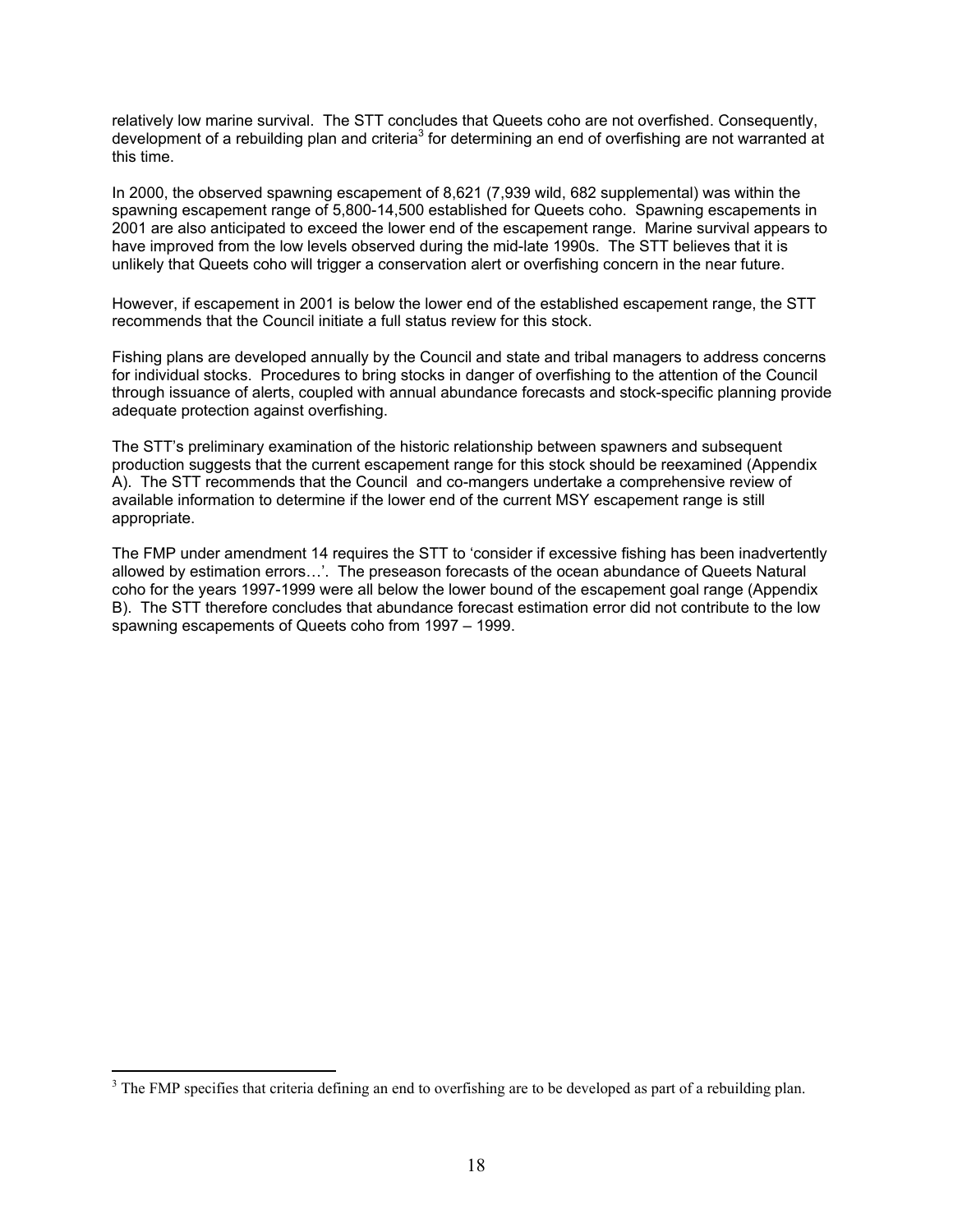relatively low marine survival. The STT concludes that Queets coho are not overfished. Consequently, development of a rebuilding plan and criteria[3] for determining an end of overfishing are not warranted at this time.

In 2000, the observed spawning escapement of 8,621 (7,939 wild, 682 supplemental) was within the spawning escapement range of 5,800-14,500 established for Queets coho. Spawning escapements in 2001 are also anticipated to exceed the lower end of the escapement range. Marine survival appears to have improved from the low levels observed during the mid-late 1990s. The STT believes that it is unlikely that Queets coho will trigger a conservation alert or overfishing concern in the near future.

However, if escapement in 2001 is below the lower end of the established escapement range, the STT recommends that the Council initiate a full status review for this stock.

Fishing plans are developed annually by the Council and state and tribal managers to address concerns for individual stocks. Procedures to bring stocks in danger of overfishing to the attention of the Council through issuance of alerts, coupled with annual abundance forecasts and stock-specific planning provide adequate protection against overfishing.

The STT's preliminary examination of the historic relationship between spawners and subsequent production suggests that the current escapement range for this stock should be reexamined (Appendix A). The STT recommends that the Council and co-mangers undertake a comprehensive review of available information to determine if the lower end of the current MSY escapement range is still appropriate.

The FMP under amendment 14 requires the STT to 'consider if excessive fishing has been inadvertently allowed by estimation errors…'. The preseason forecasts of the ocean abundance of Queets Natural coho for the years 1997-1999 were all below the lower bound of the escapement goal range (Appendix B). The STT therefore concludes that abundance forecast estimation error did not contribute to the low spawning escapements of Queets coho from 1997 – 1999.

---

[3] The FMP specifies that criteria defining an end to overfishing are to be developed as part of a rebuilding plan.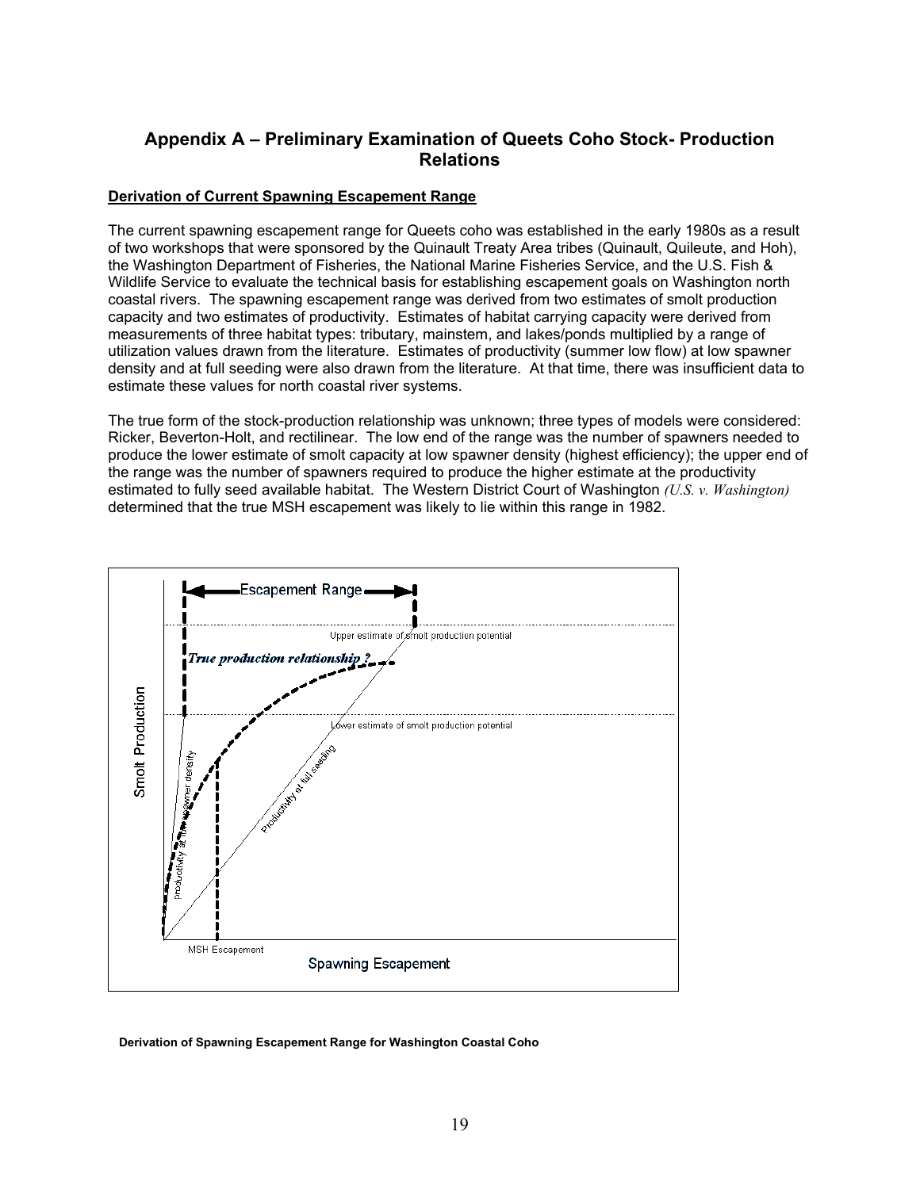## Appendix A – Preliminary Examination of Queets Coho Stock- Production Relations

**Derivation of Current Spawning Escapement Range**

The current spawning escapement range for Queets coho was established in the early 1980s as a result of two workshops that were sponsored by the Quinault Treaty Area tribes (Quinault, Quileute, and Hoh), the Washington Department of Fisheries, the National Marine Fisheries Service, and the U.S. Fish & Wildlife Service to evaluate the technical basis for establishing escapement goals on Washington north coastal rivers. The spawning escapement range was derived from two estimates of smolt production capacity and two estimates of productivity. Estimates of habitat carrying capacity were derived from measurements of three habitat types: tributary, mainstem, and lakes/ponds multiplied by a range of utilization values drawn from the literature. Estimates of productivity (summer low flow) at low spawner density and at full seeding were also drawn from the literature. At that time, there was insufficient data to estimate these values for north coastal river systems.

The true form of the stock-production relationship was unknown; three types of models were considered: Ricker, Beverton-Holt, and rectilinear. The low end of the range was the number of spawners needed to produce the lower estimate of smolt capacity at low spawner density (highest efficiency); the upper end of the range was the number of spawners required to produce the higher estimate at the productivity estimated to fully seed available habitat. The Western District Court of Washington *(U.S. v. Washington)* determined that the true MSH escapement was likely to lie within this range in 1982.

Escapement Range

Upper estimate of smolt production potential

*True production relationship ?*

Lower estimate of smolt production potential

Productivity at low spawner density

Productivity at full seeding

Smolt Production

MSH Escapement

Spawning Escapement

**Derivation of Spawning Escapement Range for Washington Coastal Coho**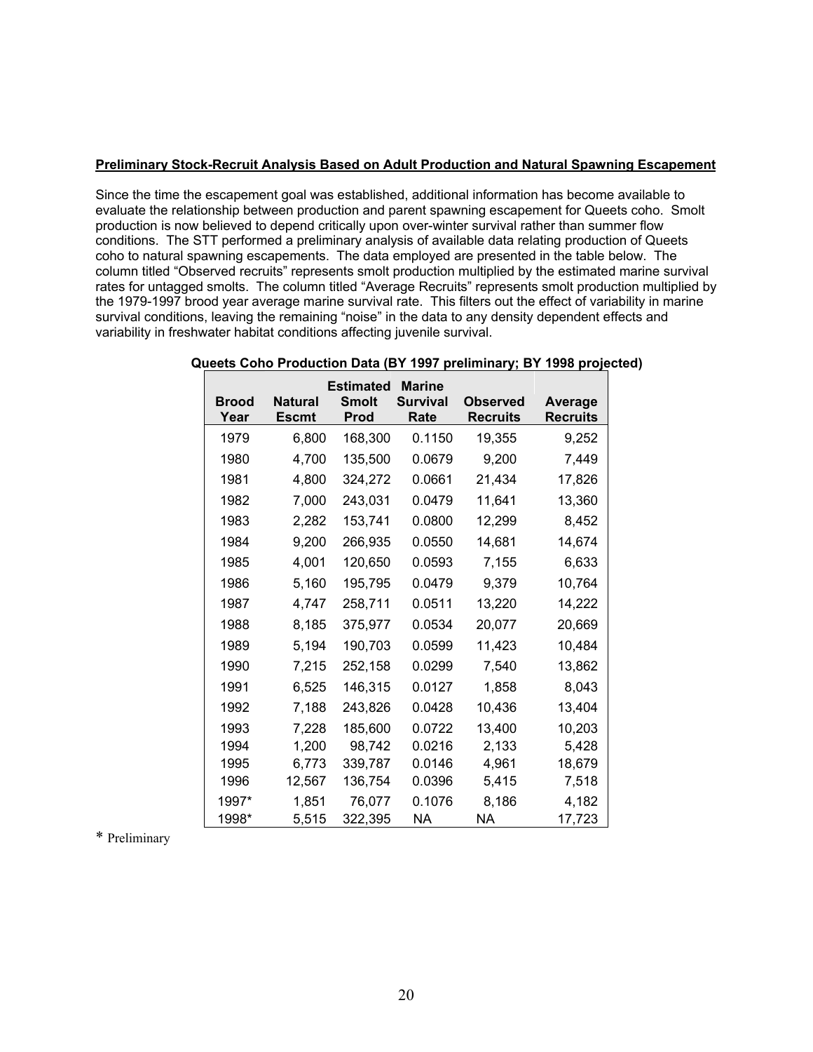**Preliminary Stock-Recruit Analysis Based on Adult Production and Natural Spawning Escapement**

Since the time the escapement goal was established, additional information has become available to evaluate the relationship between production and parent spawning escapement for Queets coho. Smolt production is now believed to depend critically upon over-winter survival rather than summer flow conditions. The STT performed a preliminary analysis of available data relating production of Queets coho to natural spawning escapements. The data employed are presented in the table below. The column titled "Observed recruits" represents smolt production multiplied by the estimated marine survival rates for untagged smolts. The column titled "Average Recruits" represents smolt production multiplied by the 1979-1997 brood year average marine survival rate. This filters out the effect of variability in marine survival conditions, leaving the remaining "noise" in the data to any density dependent effects and variability in freshwater habitat conditions affecting juvenile survival.

**Queets Coho Production Data (BY 1997 preliminary; BY 1998 projected)**

| Brood Year | Natural Escmt | Estimated Smolt Prod | Marine Survival Rate | Observed Recruits | Average Recruits |
|---|---|---|---|---|---|
| 1979 | 6,800 | 168,300 | 0.1150 | 19,355 | 9,252 |
| 1980 | 4,700 | 135,500 | 0.0679 | 9,200 | 7,449 |
| 1981 | 4,800 | 324,272 | 0.0661 | 21,434 | 17,826 |
| 1982 | 7,000 | 243,031 | 0.0479 | 11,641 | 13,360 |
| 1983 | 2,282 | 153,741 | 0.0800 | 12,299 | 8,452 |
| 1984 | 9,200 | 266,935 | 0.0550 | 14,681 | 14,674 |
| 1985 | 4,001 | 120,650 | 0.0593 | 7,155 | 6,633 |
| 1986 | 5,160 | 195,795 | 0.0479 | 9,379 | 10,764 |
| 1987 | 4,747 | 258,711 | 0.0511 | 13,220 | 14,222 |
| 1988 | 8,185 | 375,977 | 0.0534 | 20,077 | 20,669 |
| 1989 | 5,194 | 190,703 | 0.0599 | 11,423 | 10,484 |
| 1990 | 7,215 | 252,158 | 0.0299 | 7,540 | 13,862 |
| 1991 | 6,525 | 146,315 | 0.0127 | 1,858 | 8,043 |
| 1992 | 7,188 | 243,826 | 0.0428 | 10,436 | 13,404 |
| 1993 | 7,228 | 185,600 | 0.0722 | 13,400 | 10,203 |
| 1994 | 1,200 | 98,742 | 0.0216 | 2,133 | 5,428 |
| 1995 | 6,773 | 339,787 | 0.0146 | 4,961 | 18,679 |
| 1996 | 12,567 | 136,754 | 0.0396 | 5,415 | 7,518 |
| 1997* | 1,851 | 76,077 | 0.1076 | 8,186 | 4,182 |
| 1998* | 5,515 | 322,395 | NA | NA | 17,723 |

\* Preliminary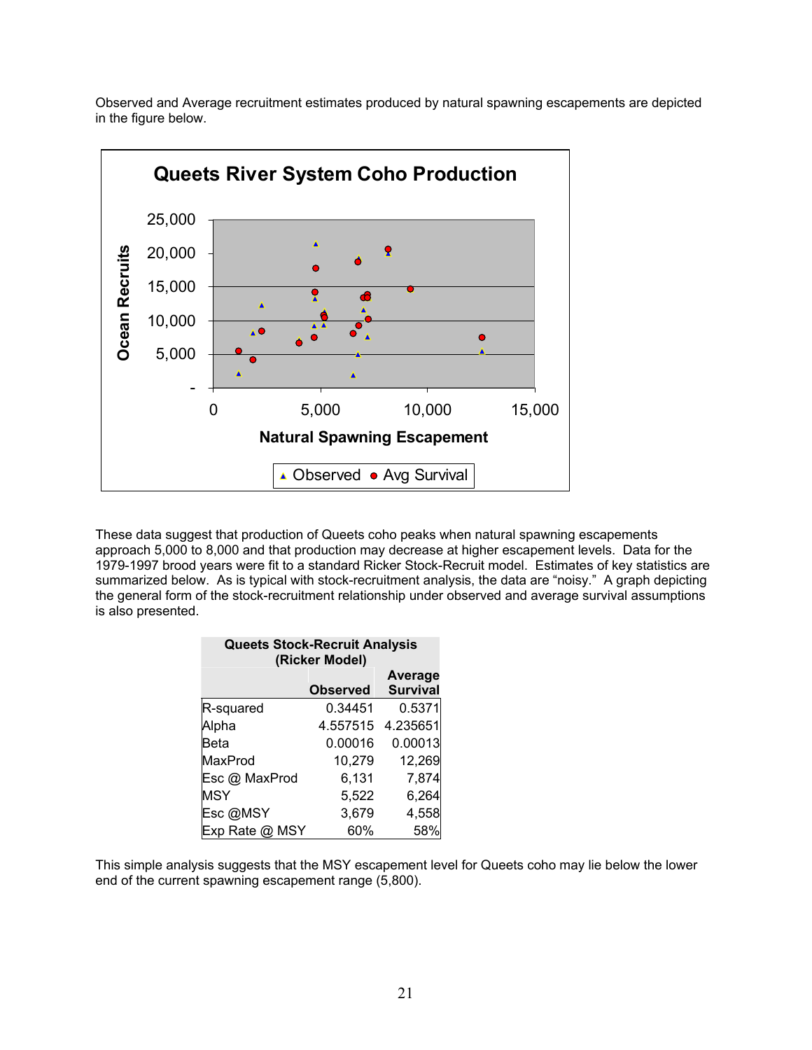Observed and Average recruitment estimates produced by natural spawning escapements are depicted in the figure below.

These data suggest that production of Queets coho peaks when natural spawning escapements approach 5,000 to 8,000 and that production may decrease at higher escapement levels. Data for the 1979-1997 brood years were fit to a standard Ricker Stock-Recruit model. Estimates of key statistics are summarized below. As is typical with stock-recruitment analysis, the data are "noisy." A graph depicting the general form of the stock-recruitment relationship under observed and average survival assumptions is also presented.

| Queets Stock-Recruit Analysis (Ricker Model) | | |
|---|---|---|
| | Observed | Average Survival |
| R-squared | 0.34451 | 0.5371 |
| Alpha | 4.557515 | 4.235651 |
| Beta | 0.00016 | 0.00013 |
| MaxProd | 10,279 | 12,269 |
| Esc @ MaxProd | 6,131 | 7,874 |
| MSY | 5,522 | 6,264 |
| Esc @MSY | 3,679 | 4,558 |
| Exp Rate @ MSY | 60% | 58% |

This simple analysis suggests that the MSY escapement level for Queets coho may lie below the lower end of the current spawning escapement range (5,800).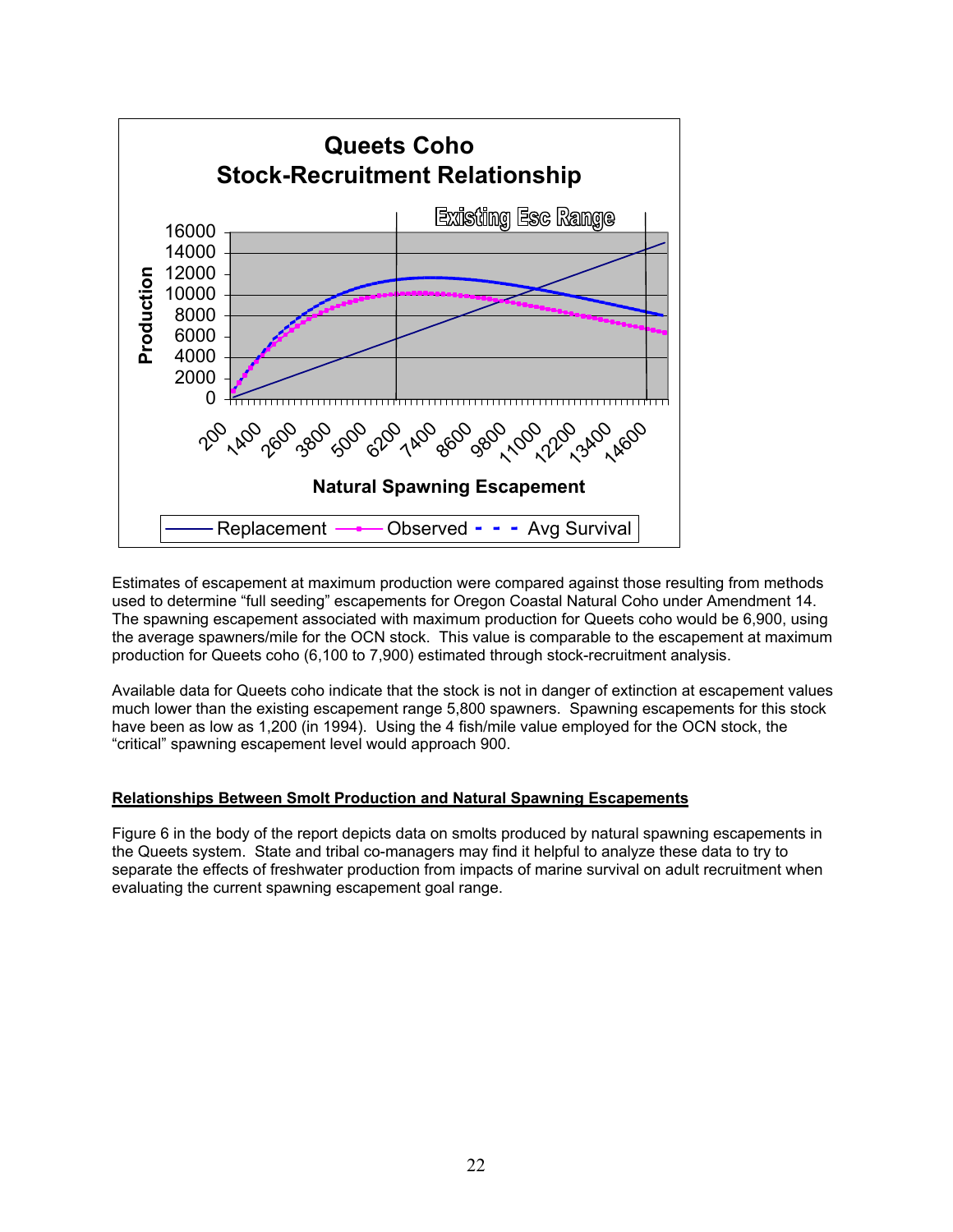Queets Coho
Stock-Recruitment Relationship

Existing Esc Range

Production

Natural Spawning Escapement

Replacement — Observed — Avg Survival

Estimates of escapement at maximum production were compared against those resulting from methods used to determine "full seeding" escapements for Oregon Coastal Natural Coho under Amendment 14. The spawning escapement associated with maximum production for Queets coho would be 6,900, using the average spawners/mile for the OCN stock. This value is comparable to the escapement at maximum production for Queets coho (6,100 to 7,900) estimated through stock-recruitment analysis.

Available data for Queets coho indicate that the stock is not in danger of extinction at escapement values much lower than the existing escapement range 5,800 spawners. Spawning escapements for this stock have been as low as 1,200 (in 1994). Using the 4 fish/mile value employed for the OCN stock, the "critical" spawning escapement level would approach 900.

**Relationships Between Smolt Production and Natural Spawning Escapements**

Figure 6 in the body of the report depicts data on smolts produced by natural spawning escapements in the Queets system. State and tribal co-managers may find it helpful to analyze these data to try to separate the effects of freshwater production from impacts of marine survival on adult recruitment when evaluating the current spawning escapement goal range.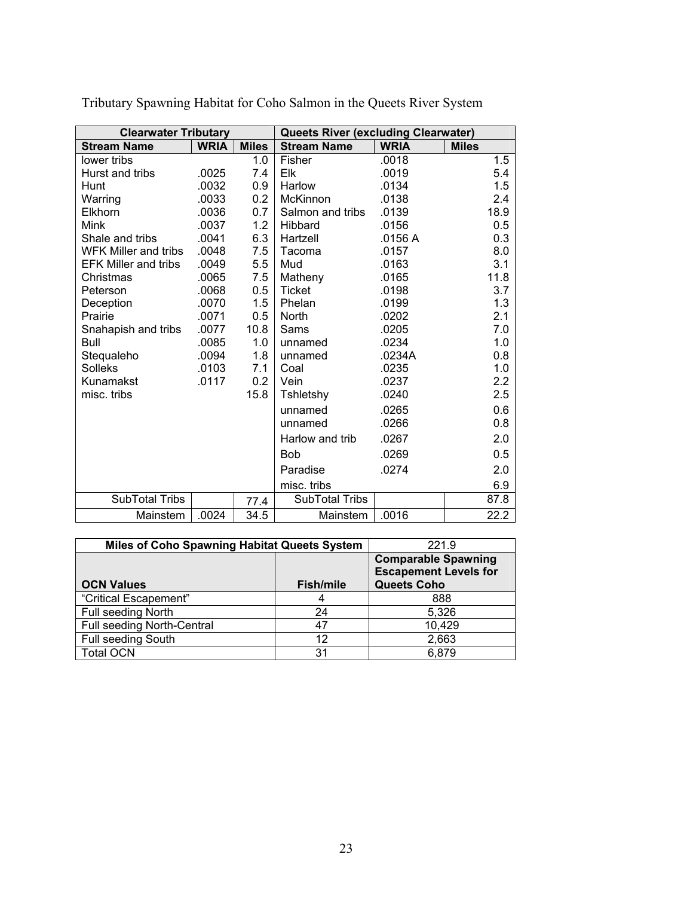Tributary Spawning Habitat for Coho Salmon in the Queets River System

| Clearwater Tributary | | | Queets River (excluding Clearwater) | | |
|---|---|---|---|---|---|
| **Stream Name** | **WRIA** | **Miles** | **Stream Name** | **WRIA** | **Miles** |
| lower tribs | | 1.0 | Fisher | .0018 | 1.5 |
| Hurst and tribs | .0025 | 7.4 | Elk | .0019 | 5.4 |
| Hunt | .0032 | 0.9 | Harlow | .0134 | 1.5 |
| Warring | .0033 | 0.2 | McKinnon | .0138 | 2.4 |
| Elkhorn | .0036 | 0.7 | Salmon and tribs | .0139 | 18.9 |
| Mink | .0037 | 1.2 | Hibbard | .0156 | 0.5 |
| Shale and tribs | .0041 | 6.3 | Hartzell | .0156 A | 0.3 |
| WFK Miller and tribs | .0048 | 7.5 | Tacoma | .0157 | 8.0 |
| EFK Miller and tribs | .0049 | 5.5 | Mud | .0163 | 3.1 |
| Christmas | .0065 | 7.5 | Matheny | .0165 | 11.8 |
| Peterson | .0068 | 0.5 | Ticket | .0198 | 3.7 |
| Deception | .0070 | 1.5 | Phelan | .0199 | 1.3 |
| Prairie | .0071 | 0.5 | North | .0202 | 2.1 |
| Snahapish and tribs | .0077 | 10.8 | Sams | .0205 | 7.0 |
| Bull | .0085 | 1.0 | unnamed | .0234 | 1.0 |
| Stequaleho | .0094 | 1.8 | unnamed | .0234A | 0.8 |
| Solleks | .0103 | 7.1 | Coal | .0235 | 1.0 |
| Kunamakst | .0117 | 0.2 | Vein | .0237 | 2.2 |
| misc. tribs | | 15.8 | Tshletshy | .0240 | 2.5 |
| | | | unnamed | .0265 | 0.6 |
| | | | unnamed | .0266 | 0.8 |
| | | | Harlow and trib | .0267 | 2.0 |
| | | | Bob | .0269 | 0.5 |
| | | | Paradise | .0274 | 2.0 |
| | | | misc. tribs | | 6.9 |
| SubTotal Tribs | | 77.4 | SubTotal Tribs | | 87.8 |
| Mainstem | .0024 | 34.5 | Mainstem | .0016 | 22.2 |

| **Miles of Coho Spawning Habitat Queets System** | | 221.9 |
|---|---|---|
| **OCN Values** | **Fish/mile** | **Comparable Spawning Escapement Levels for Queets Coho** |
| "Critical Escapement" | 4 | 888 |
| Full seeding North | 24 | 5,326 |
| Full seeding North-Central | 47 | 10,429 |
| Full seeding South | 12 | 2,663 |
| Total OCN | 31 | 6,879 |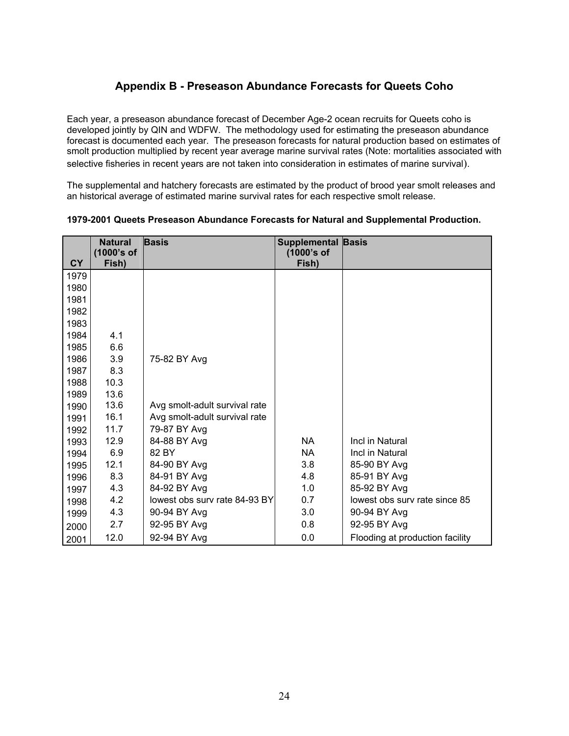## Appendix B - Preseason Abundance Forecasts for Queets Coho

Each year, a preseason abundance forecast of December Age-2 ocean recruits for Queets coho is developed jointly by QIN and WDFW. The methodology used for estimating the preseason abundance forecast is documented each year. The preseason forecasts for natural production based on estimates of smolt production multiplied by recent year average marine survival rates (Note: mortalities associated with selective fisheries in recent years are not taken into consideration in estimates of marine survival).

The supplemental and hatchery forecasts are estimated by the product of brood year smolt releases and an historical average of estimated marine survival rates for each respective smolt release.

**1979-2001 Queets Preseason Abundance Forecasts for Natural and Supplemental Production.**

| CY | Natural (1000's of Fish) | Basis | Supplemental (1000's of Fish) | Basis |
|---|---|---|---|---|
| 1979 | | | | |
| 1980 | | | | |
| 1981 | | | | |
| 1982 | | | | |
| 1983 | | | | |
| 1984 | 4.1 | | | |
| 1985 | 6.6 | | | |
| 1986 | 3.9 | 75-82 BY Avg | | |
| 1987 | 8.3 | | | |
| 1988 | 10.3 | | | |
| 1989 | 13.6 | | | |
| 1990 | 13.6 | Avg smolt-adult survival rate | | |
| 1991 | 16.1 | Avg smolt-adult survival rate | | |
| 1992 | 11.7 | 79-87 BY Avg | | |
| 1993 | 12.9 | 84-88 BY Avg | NA | Incl in Natural |
| 1994 | 6.9 | 82 BY | NA | Incl in Natural |
| 1995 | 12.1 | 84-90 BY Avg | 3.8 | 85-90 BY Avg |
| 1996 | 8.3 | 84-91 BY Avg | 4.8 | 85-91 BY Avg |
| 1997 | 4.3 | 84-92 BY Avg | 1.0 | 85-92 BY Avg |
| 1998 | 4.2 | lowest obs surv rate 84-93 BY | 0.7 | lowest obs surv rate since 85 |
| 1999 | 4.3 | 90-94 BY Avg | 3.0 | 90-94 BY Avg |
| 2000 | 2.7 | 92-95 BY Avg | 0.8 | 92-95 BY Avg |
| 2001 | 12.0 | 92-94 BY Avg | 0.0 | Flooding at production facility |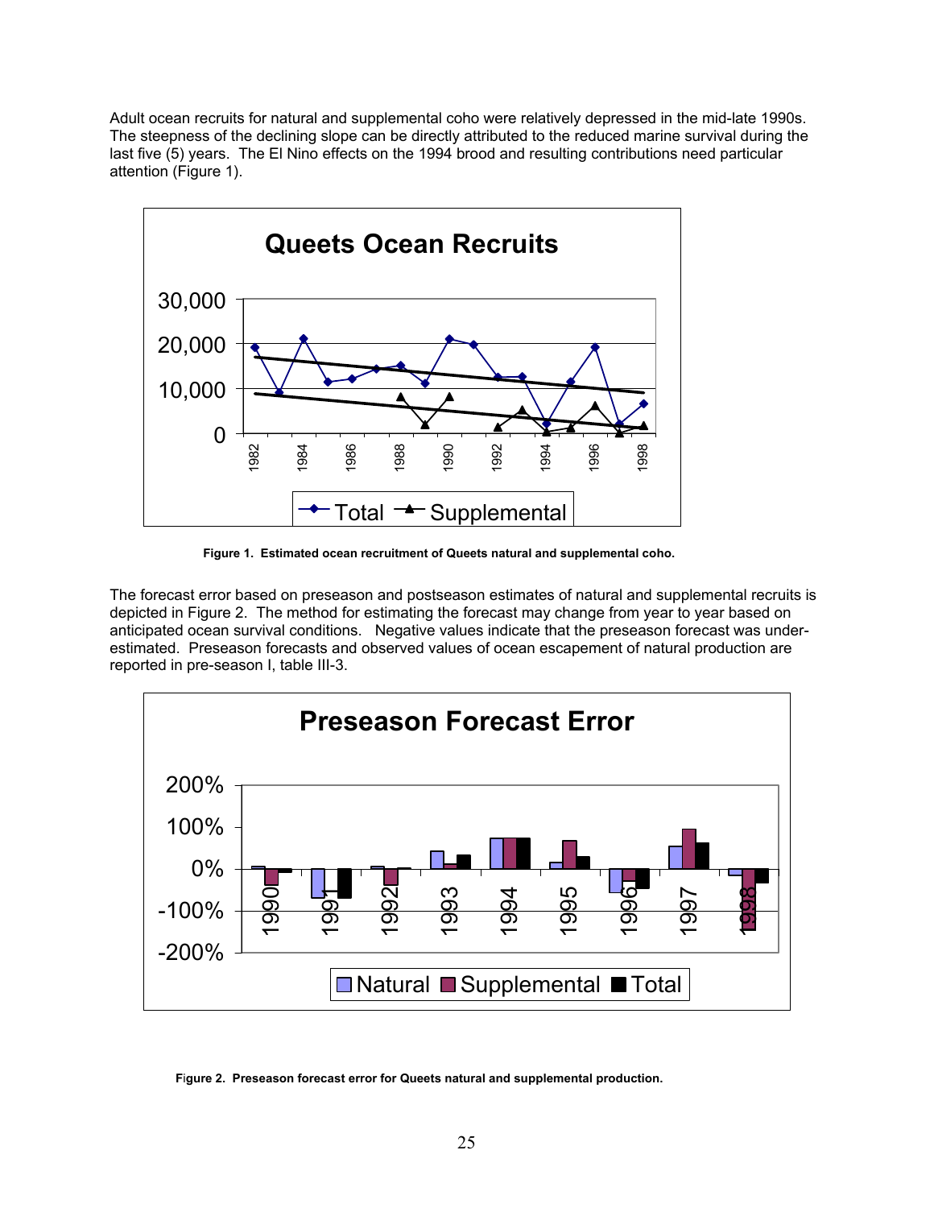Adult ocean recruits for natural and supplemental coho were relatively depressed in the mid-late 1990s. The steepness of the declining slope can be directly attributed to the reduced marine survival during the last five (5) years. The El Nino effects on the 1994 brood and resulting contributions need particular attention (Figure 1).

**Figure 1. Estimated ocean recruitment of Queets natural and supplemental coho.**

The forecast error based on preseason and postseason estimates of natural and supplemental recruits is depicted in Figure 2. The method for estimating the forecast may change from year to year based on anticipated ocean survival conditions. Negative values indicate that the preseason forecast was under-estimated. Preseason forecasts and observed values of ocean escapement of natural production are reported in pre-season I, table III-3.

**Figure 2. Preseason forecast error for Queets natural and supplemental production.**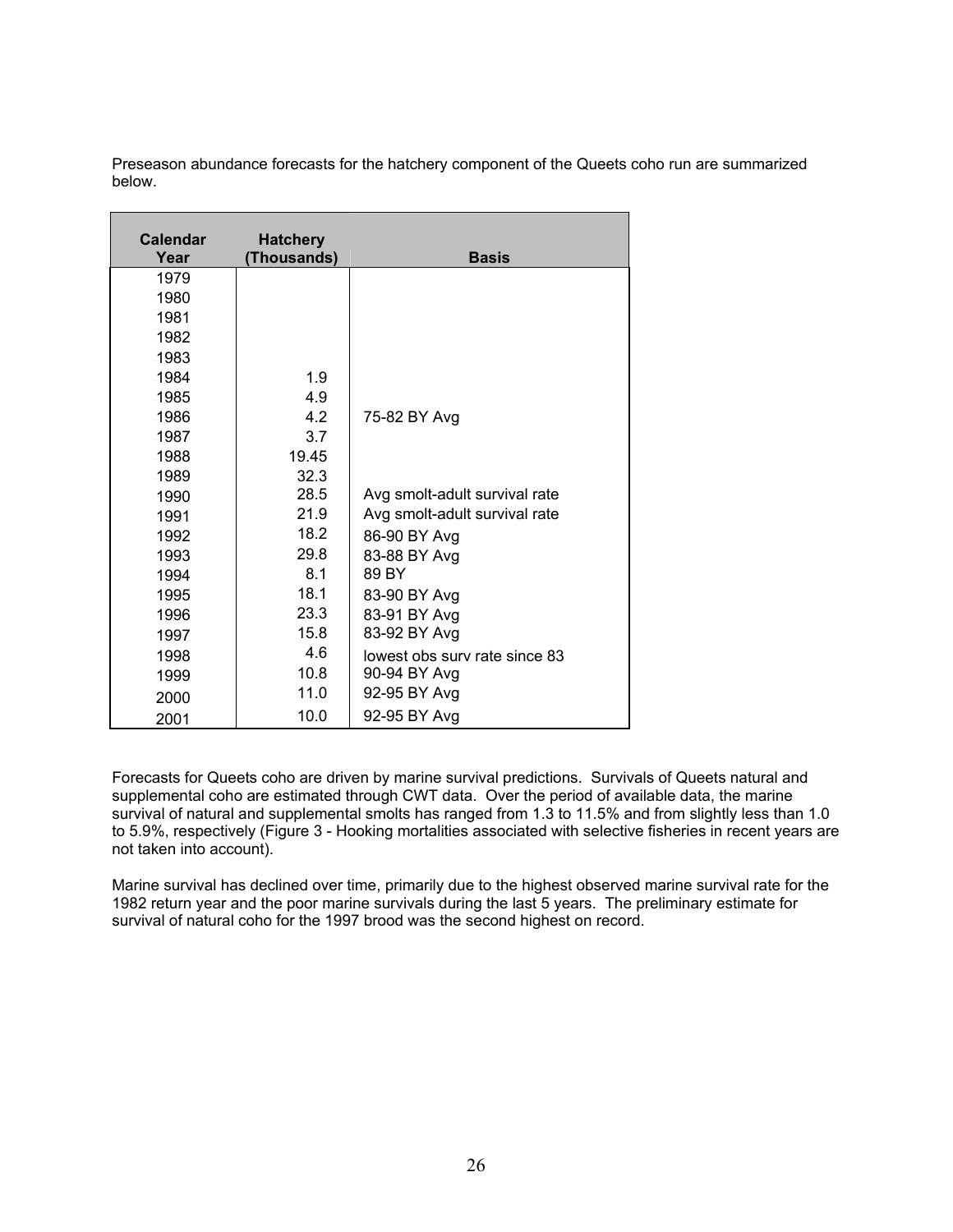Preseason abundance forecasts for the hatchery component of the Queets coho run are summarized below.

| Calendar Year | Hatchery (Thousands) | Basis |
|---|---|---|
| 1979 | | |
| 1980 | | |
| 1981 | | |
| 1982 | | |
| 1983 | | |
| 1984 | 1.9 | |
| 1985 | 4.9 | |
| 1986 | 4.2 | 75-82 BY Avg |
| 1987 | 3.7 | |
| 1988 | 19.45 | |
| 1989 | 32.3 | |
| 1990 | 28.5 | Avg smolt-adult survival rate |
| 1991 | 21.9 | Avg smolt-adult survival rate |
| 1992 | 18.2 | 86-90 BY Avg |
| 1993 | 29.8 | 83-88 BY Avg |
| 1994 | 8.1 | 89 BY |
| 1995 | 18.1 | 83-90 BY Avg |
| 1996 | 23.3 | 83-91 BY Avg |
| 1997 | 15.8 | 83-92 BY Avg |
| 1998 | 4.6 | lowest obs surv rate since 83 |
| 1999 | 10.8 | 90-94 BY Avg |
| 2000 | 11.0 | 92-95 BY Avg |
| 2001 | 10.0 | 92-95 BY Avg |

Forecasts for Queets coho are driven by marine survival predictions. Survivals of Queets natural and supplemental coho are estimated through CWT data. Over the period of available data, the marine survival of natural and supplemental smolts has ranged from 1.3 to 11.5% and from slightly less than 1.0 to 5.9%, respectively (Figure 3 - Hooking mortalities associated with selective fisheries in recent years are not taken into account).

Marine survival has declined over time, primarily due to the highest observed marine survival rate for the 1982 return year and the poor marine survivals during the last 5 years. The preliminary estimate for survival of natural coho for the 1997 brood was the second highest on record.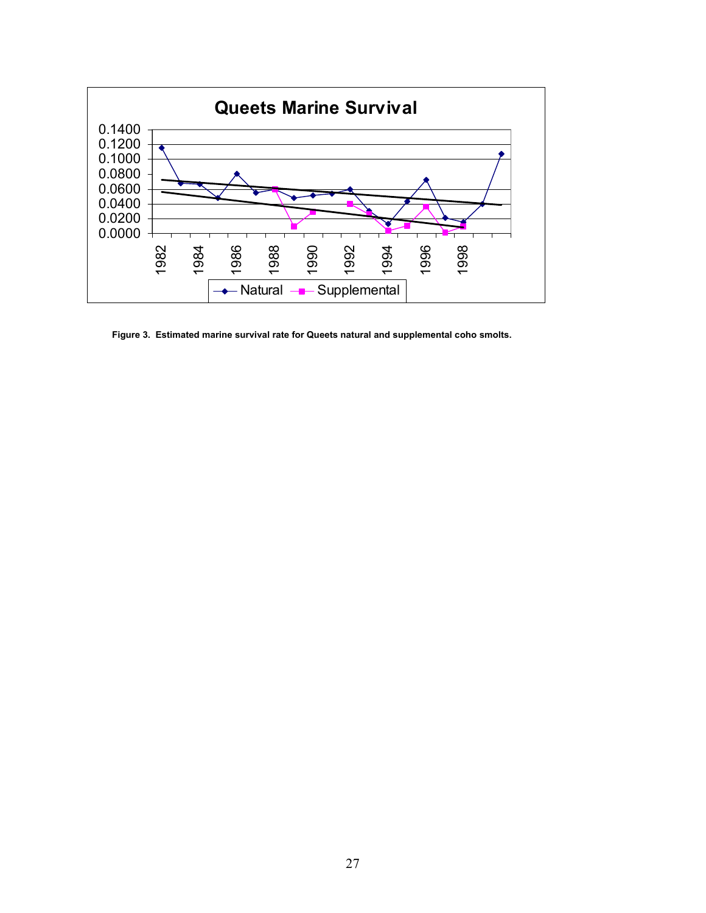**Figure 3. Estimated marine survival rate for Queets natural and supplemental coho smolts.**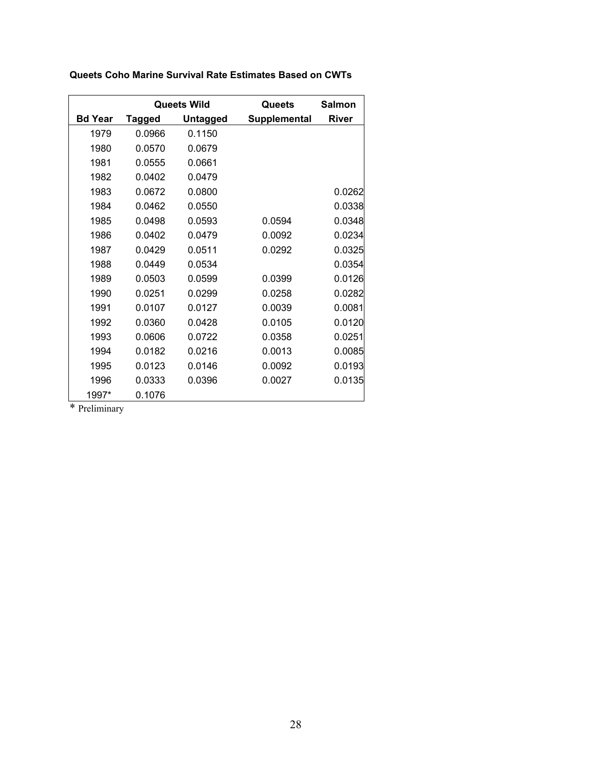**Queets Coho Marine Survival Rate Estimates Based on CWTs**

| | Queets Wild | | Queets | Salmon |
|---|---|---|---|---|
| Bd Year | Tagged | Untagged | Supplemental | River |
| 1979 | 0.0966 | 0.1150 | | |
| 1980 | 0.0570 | 0.0679 | | |
| 1981 | 0.0555 | 0.0661 | | |
| 1982 | 0.0402 | 0.0479 | | |
| 1983 | 0.0672 | 0.0800 | | 0.0262 |
| 1984 | 0.0462 | 0.0550 | | 0.0338 |
| 1985 | 0.0498 | 0.0593 | 0.0594 | 0.0348 |
| 1986 | 0.0402 | 0.0479 | 0.0092 | 0.0234 |
| 1987 | 0.0429 | 0.0511 | 0.0292 | 0.0325 |
| 1988 | 0.0449 | 0.0534 | | 0.0354 |
| 1989 | 0.0503 | 0.0599 | 0.0399 | 0.0126 |
| 1990 | 0.0251 | 0.0299 | 0.0258 | 0.0282 |
| 1991 | 0.0107 | 0.0127 | 0.0039 | 0.0081 |
| 1992 | 0.0360 | 0.0428 | 0.0105 | 0.0120 |
| 1993 | 0.0606 | 0.0722 | 0.0358 | 0.0251 |
| 1994 | 0.0182 | 0.0216 | 0.0013 | 0.0085 |
| 1995 | 0.0123 | 0.0146 | 0.0092 | 0.0193 |
| 1996 | 0.0333 | 0.0396 | 0.0027 | 0.0135 |
| 1997* | 0.1076 | | | |

\* Preliminary